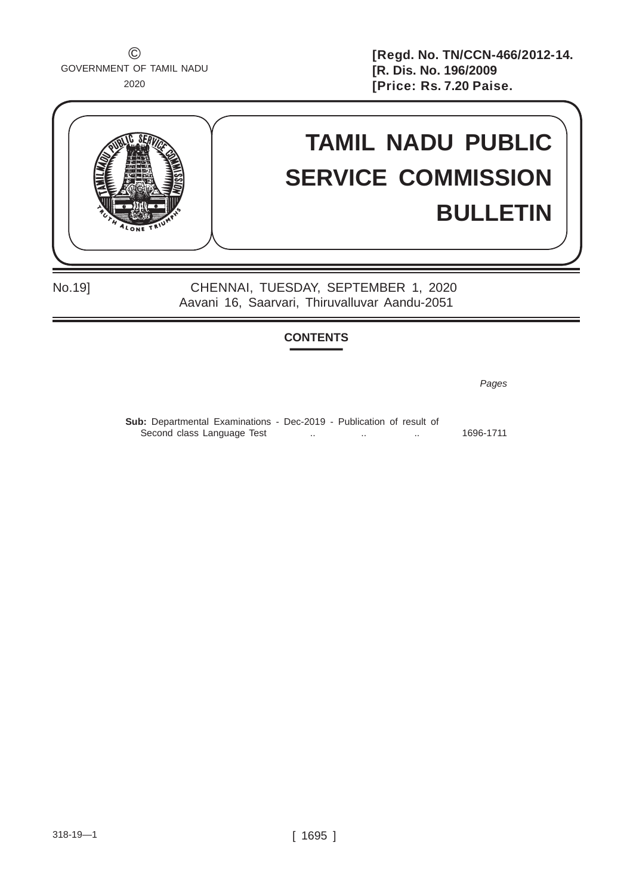©
GOVERNMENT OF TAMIL NADU
2020

[Regd. No. TN/CCN-466/2012-14.
[R. Dis. No. 196/2009
[Price: Rs. 7.20 Paise.

# TAMIL NADU PUBLIC SERVICE COMMISSION BULLETIN

No.19] CHENNAI, TUESDAY, SEPTEMBER 1, 2020
Aavani 16, Saarvari, Thiruvalluvar Aandu-2051

## CONTENTS

| | Pages |
|---|---|
| **Sub:** Departmental Examinations - Dec-2019 - Publication of result of Second class Language Test .. .. .. | 1696-1711 |

318-19—1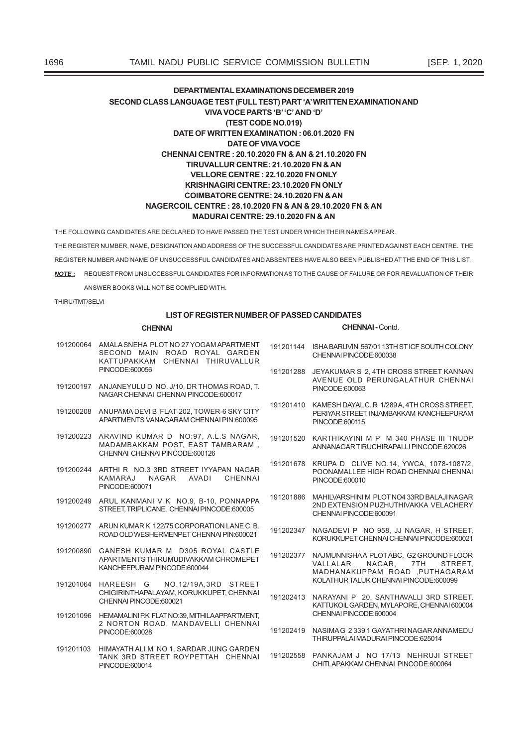## DEPARTMENTAL EXAMINATIONS DECEMBER 2019

## SECOND CLASS LANGUAGE TEST (FULL TEST) PART 'A' WRITTEN EXAMINATION AND VIVA VOCE PARTS 'B' 'C' AND 'D'

**(TEST CODE NO.019)**

**DATE OF WRITTEN EXAMINATION : 06.01.2020 FN**

**DATE OF VIVA VOCE**

**CHENNAI CENTRE : 20.10.2020 FN & AN & 21.10.2020 FN**

**TIRUVALLUR CENTRE: 21.10.2020 FN & AN**

**VELLORE CENTRE : 22.10.2020 FN ONLY**

**KRISHNAGIRI CENTRE: 23.10.2020 FN ONLY**

**COIMBATORE CENTRE: 24.10.2020 FN & AN**

**NAGERCOIL CENTRE : 28.10.2020 FN & AN & 29.10.2020 FN & AN**

**MADURAI CENTRE: 29.10.2020 FN & AN**

THE FOLLOWING CANDIDATES ARE DECLARED TO HAVE PASSED THE TEST UNDER WHICH THEIR NAMES APPEAR.

THE REGISTER NUMBER, NAME, DESIGNATION AND ADDRESS OF THE SUCCESSFUL CANDIDATES ARE PRINTED AGAINST EACH CENTRE. THE REGISTER NUMBER AND NAME OF UNSUCCESSFUL CANDIDATES AND ABSENTEES HAVE ALSO BEEN PUBLISHED AT THE END OF THIS LIST.

***NOTE :*** REQUEST FROM UNSUCCESSFUL CANDIDATES FOR INFORMATION AS TO THE CAUSE OF FAILURE OR FOR REVALUATION OF THEIR ANSWER BOOKS WILL NOT BE COMPLIED WITH.

THIRU/TMT/SELVI

### LIST OF REGISTER NUMBER OF PASSED CANDIDATES

**CHENNAI**

| | |
|---|---|
| 191200064 | AMALA SNEHA PLOT NO 27 YOGAM APARTMENT SECOND MAIN ROAD ROYAL GARDEN KATTUPAKKAM CHENNAI THIRUVALLUR PINCODE:600056 |
| 191200197 | ANJANEYULU D NO. J/10, DR THOMAS ROAD, T. NAGAR CHENNAI CHENNAI PINCODE:600017 |
| 191200208 | ANUPAMA DEVI B FLAT-202, TOWER-6 SKY CITY APARTMENTS VANAGARAM CHENNAI PIN:600095 |
| 191200223 | ARAVIND KUMAR D NO:97, A.L.S NAGAR, MADAMBAKKAM POST, EAST TAMBARAM , CHENNAI CHENNAI PINCODE:600126 |
| 191200244 | ARTHI R NO.3 3RD STREET IYYAPAN NAGAR KAMARAJ NAGAR AVADI CHENNAI PINCODE:600071 |
| 191200249 | ARUL KANMANI V K NO.9, B-10, PONNAPPA STREET, TRIPLICANE. CHENNAI PINCODE:600005 |
| 191200277 | ARUN KUMAR K 122/75 CORPORATION LANE C. B. ROAD OLD WESHERMENPET CHENNAI PIN:600021 |
| 191200890 | GANESH KUMAR M D305 ROYAL CASTLE APARTMENTS THIRUMUDIVAKKAM CHROMEPET KANCHEEPURAM PINCODE:600044 |
| 191201064 | HAREESH G NO.12/19A,3RD STREET CHIGIRINTHAPALAYAM, KORUKKUPET, CHENNAI CHENNAI PINCODE:600021 |
| 191201096 | HEMAMALINI P.K FLAT NO:39, MITHILA APPARTMENT, 2 NORTON ROAD, MANDAVELLI CHENNAI PINCODE:600028 |
| 191201103 | HIMAYATH ALI M NO 1, SARDAR JUNG GARDEN TANK 3RD STREET ROYPETTAH CHENNAI PINCODE:600014 |

**CHENNAI - Contd.**

| | |
|---|---|
| 191201144 | ISHA BARUVIN 567/01 13TH ST ICF SOUTH COLONY CHENNAI PINCODE:600038 |
| 191201288 | JEYAKUMAR S 2, 4TH CROSS STREET KANNAN AVENUE OLD PERUNGALATHUR CHENNAI PINCODE:600063 |
| 191201410 | KAMESH DAYAL C. R 1/289 A, 4TH CROSS STREET, PERIYAR STREET, INJAMBAKKAM KANCHEEPURAM PINCODE:600115 |
| 191201520 | KARTHIKAYINI M P M 340 PHASE III TNUDP ANNANAGAR TIRUCHIRAPALLI PINCODE:620026 |
| 191201678 | KRUPA D CLIVE NO.14, YWCA, 1078-1087/2, POONAMALLEE HIGH ROAD CHENNAI CHENNAI PINCODE:600010 |
| 191201886 | MAHILVARSHINI M PLOT NO4 33RD BALAJI NAGAR 2ND EXTENSION PUZHUTHIVAKKA VELACHERY CHENNAI PINCODE:600091 |
| 191202347 | NAGADEVI P NO 958, JJ NAGAR, H STREET, KORUKKUPET CHENNAI CHENNAI PINCODE:600021 |
| 191202377 | NAJMUNNISHA A PLOT ABC, G2 GROUND FLOOR VALLALAR NAGAR, 7TH STREET, MADHANAKUPPAM ROAD ,PUTHAGARAM KOLATHUR TALUK CHENNAI PINCODE:600099 |
| 191202413 | NARAYANI P 20, SANTHAVALLI 3RD STREET, KATTUKOIL GARDEN, MYLAPORE, CHENNAI 600004 CHENNAI PINCODE:600004 |
| 191202419 | NASIMA G 2 339 1 GAYATHRI NAGAR ANNAMEDU THIRUPPALAI MADURAI PINCODE:625014 |
| 191202558 | PANKAJAM J NO 17/13 NEHRUJI STREET CHITLAPAKKAM CHENNAI PINCODE:600064 |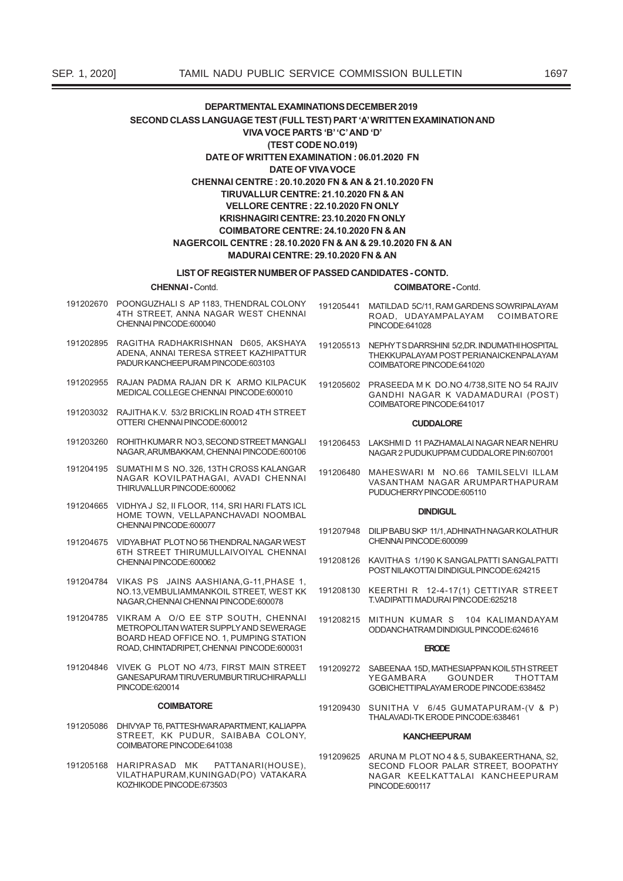**DEPARTMENTAL EXAMINATIONS DECEMBER 2019**

**SECOND CLASS LANGUAGE TEST (FULL TEST) PART 'A' WRITTEN EXAMINATION AND VIVA VOCE PARTS 'B' 'C' AND 'D'**

**(TEST CODE NO.019)**

**DATE OF WRITTEN EXAMINATION : 06.01.2020 FN**

**DATE OF VIVA VOCE**

**CHENNAI CENTRE : 20.10.2020 FN & AN & 21.10.2020 FN**

**TIRUVALLUR CENTRE: 21.10.2020 FN & AN**

**VELLORE CENTRE : 22.10.2020 FN ONLY**

**KRISHNAGIRI CENTRE: 23.10.2020 FN ONLY**

**COIMBATORE CENTRE: 24.10.2020 FN & AN**

**NAGERCOIL CENTRE : 28.10.2020 FN & AN & 29.10.2020 FN & AN**

**MADURAI CENTRE: 29.10.2020 FN & AN**

**LIST OF REGISTER NUMBER OF PASSED CANDIDATES - CONTD.**

**CHENNAI - Contd.**

191202670 POONGUZHALI S AP 1183, THENDRAL COLONY 4TH STREET, ANNA NAGAR WEST CHENNAI CHENNAI PINCODE:600040

191202895 RAGITHA RADHAKRISHNAN D605, AKSHAYA ADENA, ANNAI TERESA STREET KAZHIPATTUR PADUR KANCHEEPURAM PINCODE:603103

191202955 RAJAN PADMA RAJAN DR K ARMO KILPACUK MEDICAL COLLEGE CHENNAI PINCODE:600010

191203032 RAJITHA K.V. 53/2 BRICKLIN ROAD 4TH STREET OTTERI CHENNAI PINCODE:600012

191203260 ROHITH KUMAR R NO 3, SECOND STREET MANGALI NAGAR, ARUMBAKKAM, CHENNAI PINCODE:600106

191204195 SUMATHI M S NO. 326, 13TH CROSS KALANGAR NAGAR KOVILPATHAGAI, AVADI CHENNAI THIRUVALLUR PINCODE:600062

191204665 VIDHYA J S2, II FLOOR, 114, SRI HARI FLATS ICL HOME TOWN, VELLAPANCHAVADI NOOMBAL CHENNAI PINCODE:600077

191204675 VIDYA BHAT PLOT NO 56 THENDRAL NAGAR WEST 6TH STREET THIRUMULLAIVOIYAL CHENNAI CHENNAI PINCODE:600062

191204784 VIKAS PS JAINS AASHIANA,G-11,PHASE 1, NO.13,VEMBULIAMMANKOIL STREET, WEST KK NAGAR,CHENNAI CHENNAI PINCODE:600078

191204785 VIKRAM A O/O EE STP SOUTH, CHENNAI METROPOLITAN WATER SUPPLY AND SEWERAGE BOARD HEAD OFFICE NO. 1, PUMPING STATION ROAD, CHINTADRIPET, CHENNAI PINCODE:600031

191204846 VIVEK G PLOT NO 4/73, FIRST MAIN STREET GANESAPURAM TIRUVERUMBUR TIRUCHIRAPALLI PINCODE:620014

**COIMBATORE**

191205086 DHIVYA P T6, PATTESHWAR APARTMENT, KALIAPPA STREET, KK PUDUR, SAIBABA COLONY, COIMBATORE PINCODE:641038

191205168 HARIPRASAD MK PATTANARI(HOUSE), VILATHAPURAM,KUNINGAD(PO) VATAKARA KOZHIKODE PINCODE:673503

**COIMBATORE - Contd.**

191205441 MATILDA D 5C/11, RAM GARDENS SOWRIPALAYAM ROAD, UDAYAMPALAYAM COIMBATORE PINCODE:641028

191205513 NEPHY T S DARRSHINI 5/2,DR. INDUMATHI HOSPITAL THEKKUPALAYAM POST PERIANAICKENPALAYAM COIMBATORE PINCODE:641020

191205602 PRASEEDA M K DO.NO 4/738,SITE NO 54 RAJIV GANDHI NAGAR K VADAMADURAI (POST) COIMBATORE PINCODE:641017

**CUDDALORE**

191206453 LAKSHMI D 11 PAZHAMALAI NAGAR NEAR NEHRU NAGAR 2 PUDUKUPPAM CUDDALORE PIN:607001

191206480 MAHESWARI M NO.66 TAMILSELVI ILLAM VASANTHAM NAGAR ARUMPARTHAPURAM PUDUCHERRY PINCODE:605110

**DINDIGUL**

191207948 DILIP BABU SKP 11/1, ADHINATH NAGAR KOLATHUR CHENNAI PINCODE:600099

191208126 KAVITHA S 1/190 K SANGALPATTI SANGALPATTI POST NILAKOTTAI DINDIGUL PINCODE:624215

191208130 KEERTHI R 12-4-17(1) CETTIYAR STREET T.VADIPATTI MADURAI PINCODE:625218

191208215 MITHUN KUMAR S 104 KALIMANDAYAM ODDANCHATRAM DINDIGUL PINCODE:624616

**ERODE**

191209272 SABEENAA 15D, MATHESIAPPAN KOIL 5TH STREET YEGAMBARA GOUNDER THOTTAM GOBICHETTIPALAYAM ERODE PINCODE:638452

191209430 SUNITHA V 6/45 GUMATAPURAM-(V & P) THALAVADI-TK ERODE PINCODE:638461

**KANCHEEPURAM**

191209625 ARUNA M PLOT NO 4 & 5, SUBAKEERTHANA, S2, SECOND FLOOR PALAR STREET, BOOPATHY NAGAR KEELKATTALAI KANCHEEPURAM PINCODE:600117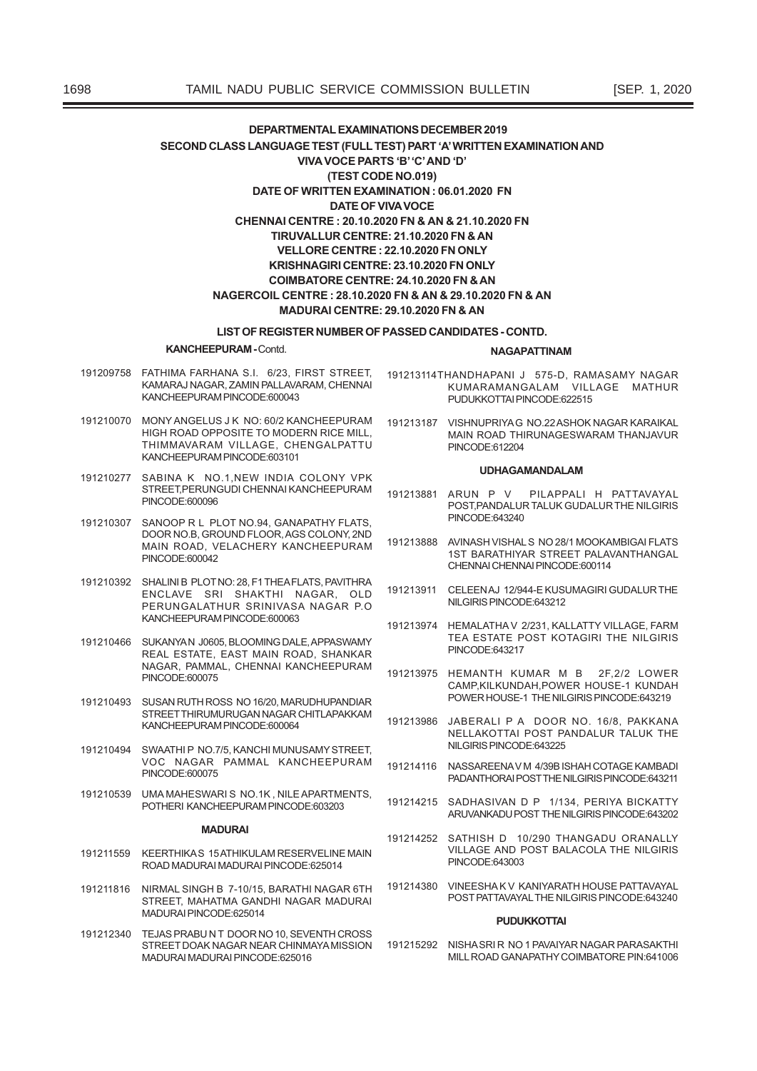**DEPARTMENTAL EXAMINATIONS DECEMBER 2019**

**SECOND CLASS LANGUAGE TEST (FULL TEST) PART 'A' WRITTEN EXAMINATION AND VIVA VOCE PARTS 'B' 'C' AND 'D'**

**(TEST CODE NO.019)**

**DATE OF WRITTEN EXAMINATION : 06.01.2020 FN**

**DATE OF VIVA VOCE**

**CHENNAI CENTRE : 20.10.2020 FN & AN & 21.10.2020 FN**

**TIRUVALLUR CENTRE: 21.10.2020 FN & AN**

**VELLORE CENTRE : 22.10.2020 FN ONLY**

**KRISHNAGIRI CENTRE: 23.10.2020 FN ONLY**

**COIMBATORE CENTRE: 24.10.2020 FN & AN**

**NAGERCOIL CENTRE : 28.10.2020 FN & AN & 29.10.2020 FN & AN**

**MADURAI CENTRE: 29.10.2020 FN & AN**

**LIST OF REGISTER NUMBER OF PASSED CANDIDATES - CONTD.**

**KANCHEEPURAM -** Contd.

191209758 FATHIMA FARHANA S.I. 6/23, FIRST STREET, KAMARAJ NAGAR, ZAMIN PALLAVARAM, CHENNAI KANCHEEPURAM PINCODE:600043

191210070 MONY ANGELUS J K NO: 60/2 KANCHEEPURAM HIGH ROAD OPPOSITE TO MODERN RICE MILL, THIMMAVARAM VILLAGE, CHENGALPATTU KANCHEEPURAM PINCODE:603101

191210277 SABINA K NO.1,NEW INDIA COLONY VPK STREET,PERUNGUDI CHENNAI KANCHEEPURAM PINCODE:600096

191210307 SANOOP R L PLOT NO.94, GANAPATHY FLATS, DOOR NO.B, GROUND FLOOR, AGS COLONY, 2ND MAIN ROAD, VELACHERY KANCHEEPURAM PINCODE:600042

191210392 SHALINI B PLOT NO: 28, F1 THEA FLATS, PAVITHRA ENCLAVE SRI SHAKTHI NAGAR, OLD PERUNGALATHUR SRINIVASA NAGAR P.O KANCHEEPURAM PINCODE:600063

191210466 SUKANYA N J0605, BLOOMING DALE, APPASWAMY REAL ESTATE, EAST MAIN ROAD, SHANKAR NAGAR, PAMMAL, CHENNAI KANCHEEPURAM PINCODE:600075

191210493 SUSAN RUTH ROSS NO 16/20, MARUDHUPANDIAR STREET THIRUMURUGAN NAGAR CHITLAPAKKAM KANCHEEPURAM PINCODE:600064

191210494 SWAATHI P NO.7/5, KANCHI MUNUSAMY STREET, VOC NAGAR PAMMAL KANCHEEPURAM PINCODE:600075

191210539 UMA MAHESWARI S NO.1K , NILE APARTMENTS, POTHERI KANCHEEPURAM PINCODE:603203

**MADURAI**

191211559 KEERTHIKA S 15 ATHIKULAM RESERVELINE MAIN ROAD MADURAI MADURAI PINCODE:625014

191211816 NIRMAL SINGH B 7-10/15, BARATHI NAGAR 6TH STREET, MAHATMA GANDHI NAGAR MADURAI MADURAI PINCODE:625014

191212340 TEJAS PRABU N T DOOR NO 10, SEVENTH CROSS STREET DOAK NAGAR NEAR CHINMAYA MISSION MADURAI MADURAI PINCODE:625016

**NAGAPATTINAM**

191213114 THANDHAPANI J 575-D, RAMASAMY NAGAR KUMARAMANGALAM VILLAGE MATHUR PUDUKKOTTAI PINCODE:622515

191213187 VISHNUPRIYA G NO.22 ASHOK NAGAR KARAIKAL MAIN ROAD THIRUNAGESWARAM THANJAVUR PINCODE:612204

**UDHAGAMANDALAM**

191213881 ARUN P V PILAPPALI H PATTAVAYAL POST,PANDALUR TALUK GUDALUR THE NILGIRIS PINCODE:643240

191213888 AVINASH VISHAL S NO 28/1 MOOKAMBIGAI FLATS 1ST BARATHIYAR STREET PALAVANTHANGAL CHENNAI CHENNAI PINCODE:600114

191213911 CELEENA J 12/944-E KUSUMAGIRI GUDALUR THE NILGIRIS PINCODE:643212

191213974 HEMALATHA V 2/231, KALLATTY VILLAGE, FARM TEA ESTATE POST KOTAGIRI THE NILGIRIS PINCODE:643217

191213975 HEMANTH KUMAR M B 2F,2/2 LOWER CAMP,KILKUNDAH,POWER HOUSE-1 KUNDAH POWER HOUSE-1 THE NILGIRIS PINCODE:643219

191213986 JABERALI P A DOOR NO. 16/8, PAKKANA NELLAKOTTAI POST PANDALUR TALUK THE NILGIRIS PINCODE:643225

191214116 NASSAREENA V M 4/39B ISHAH COTAGE KAMBADI PADANTHORAI POST THE NILGIRIS PINCODE:643211

191214215 SADHASIVAN D P 1/134, PERIYA BICKATTY ARUVANKADU POST THE NILGIRIS PINCODE:643202

191214252 SATHISH D 10/290 THANGADU ORANALLY VILLAGE AND POST BALACOLA THE NILGIRIS PINCODE:643003

191214380 VINEESHA K V KANIYARATH HOUSE PATTAVAYAL POST PATTAVAYAL THE NILGIRIS PINCODE:643240

**PUDUKKOTTAI**

191215292 NISHA SRI R NO 1 PAVAIYAR NAGAR PARASAKTHI MILL ROAD GANAPATHY COIMBATORE PIN:641006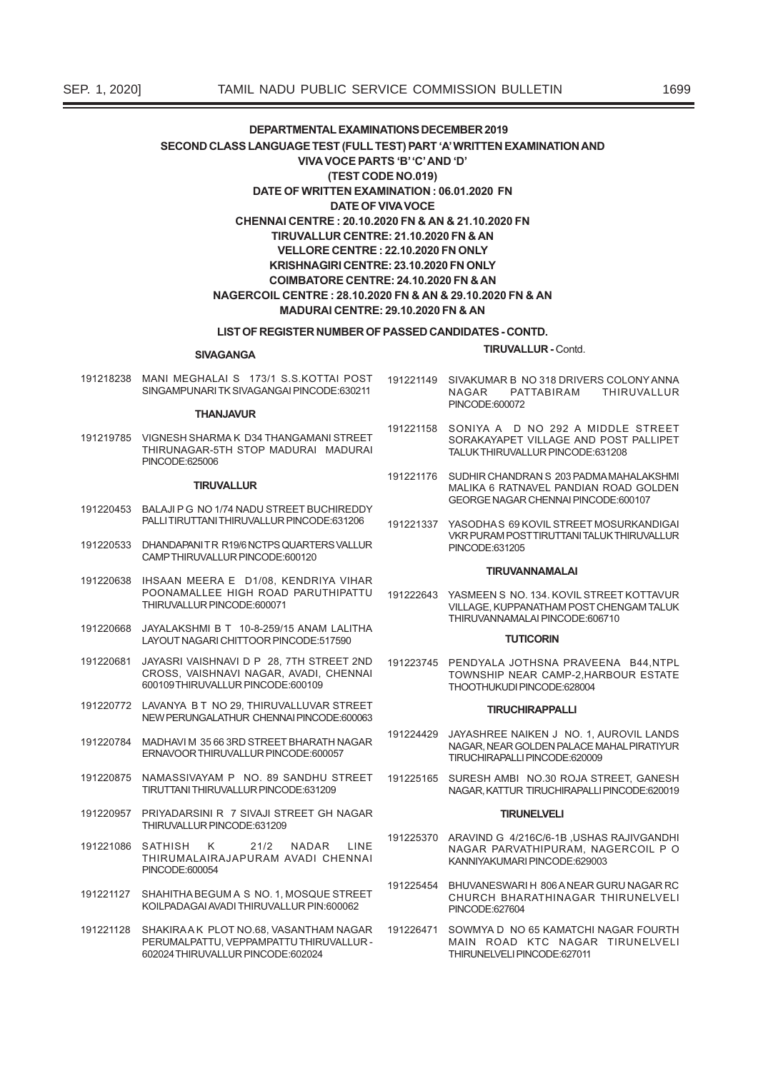**DEPARTMENTAL EXAMINATIONS DECEMBER 2019**

**SECOND CLASS LANGUAGE TEST (FULL TEST) PART 'A' WRITTEN EXAMINATION AND VIVA VOCE PARTS 'B' 'C' AND 'D'**

**(TEST CODE NO.019)**

**DATE OF WRITTEN EXAMINATION : 06.01.2020 FN**

**DATE OF VIVA VOCE**

**CHENNAI CENTRE : 20.10.2020 FN & AN & 21.10.2020 FN**

**TIRUVALLUR CENTRE: 21.10.2020 FN & AN**

**VELLORE CENTRE : 22.10.2020 FN ONLY**

**KRISHNAGIRI CENTRE: 23.10.2020 FN ONLY**

**COIMBATORE CENTRE: 24.10.2020 FN & AN**

**NAGERCOIL CENTRE : 28.10.2020 FN & AN & 29.10.2020 FN & AN**

**MADURAI CENTRE: 29.10.2020 FN & AN**

**LIST OF REGISTER NUMBER OF PASSED CANDIDATES - CONTD.**

**SIVAGANGA**

191218238 MANI MEGHALAI S 173/1 S.S.KOTTAI POST SINGAMPUNARI TK SIVAGANGAI PINCODE:630211

**THANJAVUR**

191219785 VIGNESH SHARMA K D34 THANGAMANI STREET THIRUNAGAR-5TH STOP MADURAI MADURAI PINCODE:625006

**TIRUVALLUR**

191220453 BALAJI P G NO 1/74 NADU STREET BUCHIREDDY PALLI TIRUTTANI THIRUVALLUR PINCODE:631206

191220533 DHANDAPANI T R R19/6 NCTPS QUARTERS VALLUR CAMP THIRUVALLUR PINCODE:600120

191220638 IHSAAN MEERA E D1/08, KENDRIYA VIHAR POONAMALLEE HIGH ROAD PARUTHIPATTU THIRUVALLUR PINCODE:600071

191220668 JAYALAKSHMI B T 10-8-259/15 ANAM LALITHA LAYOUT NAGARI CHITTOOR PINCODE:517590

191220681 JAYASRI VAISHNAVI D P 28, 7TH STREET 2ND CROSS, VAISHNAVI NAGAR, AVADI, CHENNAI 600109 THIRUVALLUR PINCODE:600109

191220772 LAVANYA B T NO 29, THIRUVALLUVAR STREET NEW PERUNGALATHUR CHENNAI PINCODE:600063

191220784 MADHAVI M 35 66 3RD STREET BHARATH NAGAR ERNAVOOR THIRUVALLUR PINCODE:600057

191220875 NAMASSIVAYAM P NO. 89 SANDHU STREET TIRUTTANI THIRUVALLUR PINCODE:631209

191220957 PRIYADARSINI R 7 SIVAJI STREET GH NAGAR THIRUVALLUR PINCODE:631209

191221086 SATHISH K 21/2 NADAR LINE THIRUMALAIRAJAPURAM AVADI CHENNAI PINCODE:600054

191221127 SHAHITHA BEGUM A S NO. 1, MOSQUE STREET KOILPADAGAI AVADI THIRUVALLUR PIN:600062

191221128 SHAKIRA A K PLOT NO.68, VASANTHAM NAGAR PERUMALPATTU, VEPPAMPATTU THIRUVALLUR - 602024 THIRUVALLUR PINCODE:602024

**TIRUVALLUR -** Contd.

191221149 SIVAKUMAR B NO 318 DRIVERS COLONY ANNA NAGAR PATTABIRAM THIRUVALLUR PINCODE:600072

191221158 SONIYA A D NO 292 A MIDDLE STREET SORAKAYAPET VILLAGE AND POST PALLIPET TALUK THIRUVALLUR PINCODE:631208

191221176 SUDHIR CHANDRAN S 203 PADMA MAHALAKSHMI MALIKA 6 RATNAVEL PANDIAN ROAD GOLDEN GEORGE NAGAR CHENNAI PINCODE:600107

191221337 YASODHA S 69 KOVIL STREET MOSURKANDIGAI VKR PURAM POST TIRUTTANI TALUK THIRUVALLUR PINCODE:631205

**TIRUVANNAMALAI**

191222643 YASMEEN S NO. 134. KOVIL STREET KOTTAVUR VILLAGE, KUPPANATHAM POST CHENGAM TALUK THIRUVANNAMALAI PINCODE:606710

**TUTICORIN**

191223745 PENDYALA JOTHSNA PRAVEENA B44,NTPL TOWNSHIP NEAR CAMP-2,HARBOUR ESTATE THOOTHUKUDI PINCODE:628004

**TIRUCHIRAPPALLI**

191224429 JAYASHREE NAIKEN J NO. 1, AUROVIL LANDS NAGAR, NEAR GOLDEN PALACE MAHAL PIRATIYUR TIRUCHIRAPALLI PINCODE:620009

191225165 SURESH AMBI NO.30 ROJA STREET, GANESH NAGAR, KATTUR TIRUCHIRAPALLI PINCODE:620019

**TIRUNELVELI**

191225370 ARAVIND G 4/216C/6-1B ,USHAS RAJIVGANDHI NAGAR PARVATHIPURAM, NAGERCOIL P O KANNIYAKUMARI PINCODE:629003

191225454 BHUVANESWARI H 806 A NEAR GURU NAGAR RC CHURCH BHARATHINAGAR THIRUNELVELI PINCODE:627604

191226471 SOWMYA D NO 65 KAMATCHI NAGAR FOURTH MAIN ROAD KTC NAGAR TIRUNELVELI THIRUNELVELI PINCODE:627011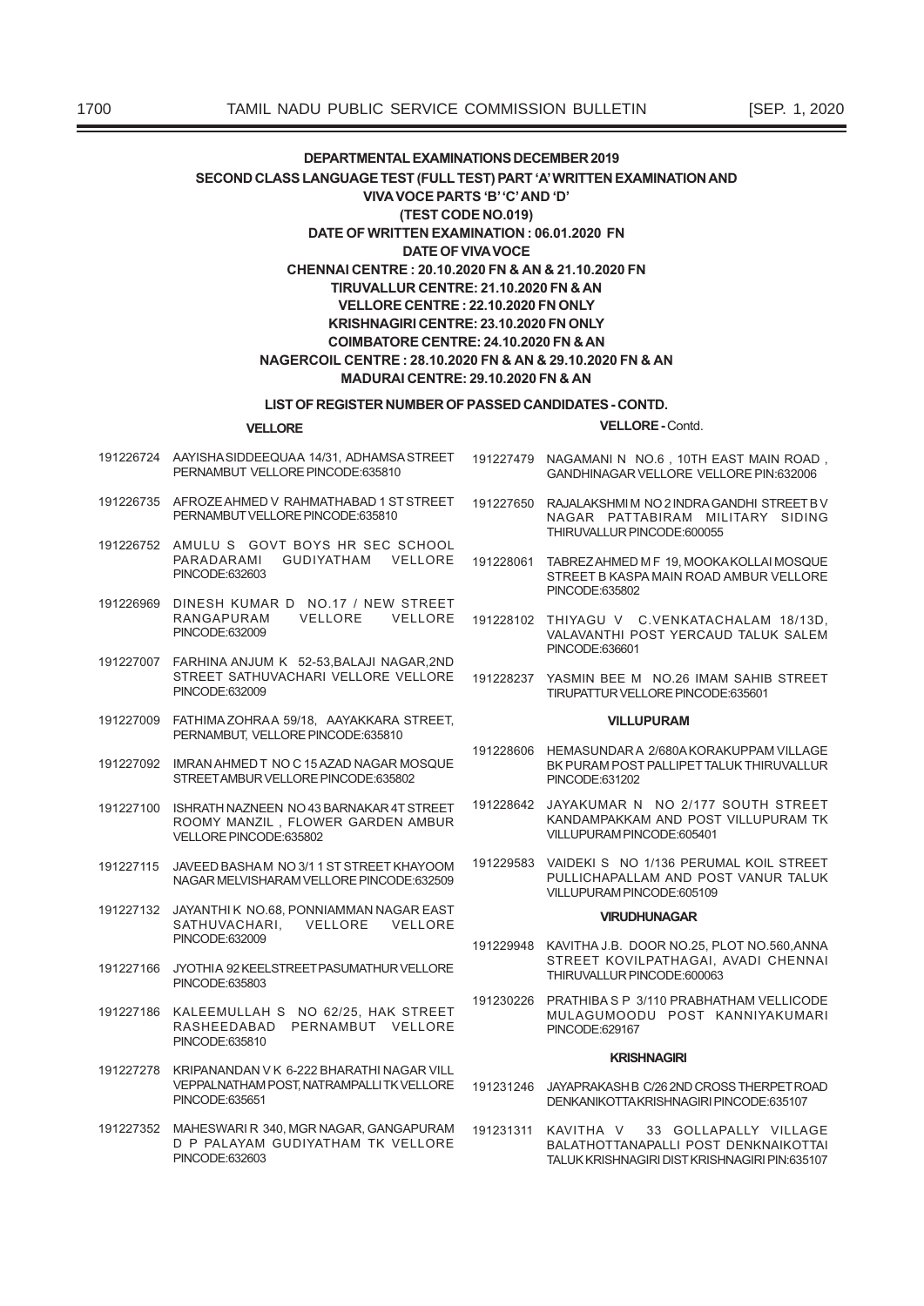# DEPARTMENTAL EXAMINATIONS DECEMBER 2019

## SECOND CLASS LANGUAGE TEST (FULL TEST) PART 'A' WRITTEN EXAMINATION AND VIVA VOCE PARTS 'B' 'C' AND 'D'

**(TEST CODE NO.019)**

**DATE OF WRITTEN EXAMINATION : 06.01.2020 FN**

**DATE OF VIVA VOCE**

**CHENNAI CENTRE : 20.10.2020 FN & AN & 21.10.2020 FN**

**TIRUVALLUR CENTRE: 21.10.2020 FN & AN**

**VELLORE CENTRE : 22.10.2020 FN ONLY**

**KRISHNAGIRI CENTRE: 23.10.2020 FN ONLY**

**COIMBATORE CENTRE: 24.10.2020 FN & AN**

**NAGERCOIL CENTRE : 28.10.2020 FN & AN & 29.10.2020 FN & AN**

**MADURAI CENTRE: 29.10.2020 FN & AN**

### LIST OF REGISTER NUMBER OF PASSED CANDIDATES - CONTD.

#### VELLORE

191226724 AAYISHA SIDDEEQUAA 14/31, ADHAMSA STREET PERNAMBUT VELLORE PINCODE:635810

191226735 AFROZE AHMED V RAHMATHABAD 1 ST STREET PERNAMBUT VELLORE PINCODE:635810

191226752 AMULU S GOVT BOYS HR SEC SCHOOL PARADARAMI GUDIYATHAM VELLORE PINCODE:632603

191226969 DINESH KUMAR D NO.17 / NEW STREET RANGAPURAM VELLORE VELLORE PINCODE:632009

191227007 FARHINA ANJUM K 52-53,BALAJI NAGAR,2ND STREET SATHUVACHARI VELLORE VELLORE PINCODE:632009

191227009 FATHIMA ZOHRA A 59/18, AAYAKKARA STREET, PERNAMBUT, VELLORE PINCODE:635810

191227092 IMRAN AHMED T NO C 15 AZAD NAGAR MOSQUE STREET AMBUR VELLORE PINCODE:635802

191227100 ISHRATH NAZNEEN NO 43 BARNAKAR 4T STREET ROOMY MANZIL , FLOWER GARDEN AMBUR VELLORE PINCODE:635802

191227115 JAVEED BASHA M NO 3/1 1 ST STREET KHAYOOM NAGAR MELVISHARAM VELLORE PINCODE:632509

191227132 JAYANTHI K NO.68, PONNIAMMAN NAGAR EAST SATHUVACHARI, VELLORE VELLORE PINCODE:632009

191227166 JYOTHI A 92 KEELSTREET PASUMATHUR VELLORE PINCODE:635803

191227186 KALEEMULLAH S NO 62/25, HAK STREET RASHEEDABAD PERNAMBUT VELLORE PINCODE:635810

191227278 KRIPANANDAN V K 6-222 BHARATHI NAGAR VILL VEPPALNATHAM POST, NATRAMPALLI TK VELLORE PINCODE:635651

191227352 MAHESWARI R 340, MGR NAGAR, GANGAPURAM D P PALAYAM GUDIYATHAM TK VELLORE PINCODE:632603

#### VELLORE - Contd.

191227479 NAGAMANI N NO.6 , 10TH EAST MAIN ROAD , GANDHINAGAR VELLORE VELLORE PIN:632006

191227650 RAJALAKSHMI M NO 2 INDRA GANDHI STREET B V NAGAR PATTABIRAM MILITARY SIDING THIRUVALLUR PINCODE:600055

191228061 TABREZ AHMED M F 19, MOOKA KOLLAI MOSQUE STREET B KASPA MAIN ROAD AMBUR VELLORE PINCODE:635802

191228102 THIYAGU V C.VENKATACHALAM 18/13D, VALAVANTHI POST YERCAUD TALUK SALEM PINCODE:636601

191228237 YASMIN BEE M NO.26 IMAM SAHIB STREET TIRUPATTUR VELLORE PINCODE:635601

#### VILLUPURAM

191228606 HEMASUNDAR A 2/680A KORAKUPPAM VILLAGE BK PURAM POST PALLIPET TALUK THIRUVALLUR PINCODE:631202

191228642 JAYAKUMAR N NO 2/177 SOUTH STREET KANDAMPAKKAM AND POST VILLUPURAM TK VILLUPURAM PINCODE:605401

191229583 VAIDEKI S NO 1/136 PERUMAL KOIL STREET PULLICHAPALLAM AND POST VANUR TALUK VILLUPURAM PINCODE:605109

#### VIRUDHUNAGAR

191229948 KAVITHA J.B. DOOR NO.25, PLOT NO.560,ANNA STREET KOVILPATHAGAI, AVADI CHENNAI THIRUVALLUR PINCODE:600063

191230226 PRATHIBA S P 3/110 PRABHATHAM VELLICODE MULAGUMOODU POST KANNIYAKUMARI PINCODE:629167

#### KRISHNAGIRI

191231246 JAYAPRAKASH B C/26 2ND CROSS THERPET ROAD DENKANIKOTTA KRISHNAGIRI PINCODE:635107

191231311 KAVITHA V 33 GOLLAPALLY VILLAGE BALATHOTTANAPALLI POST DENKNAIKOTTAI TALUK KRISHNAGIRI DIST KRISHNAGIRI PIN:635107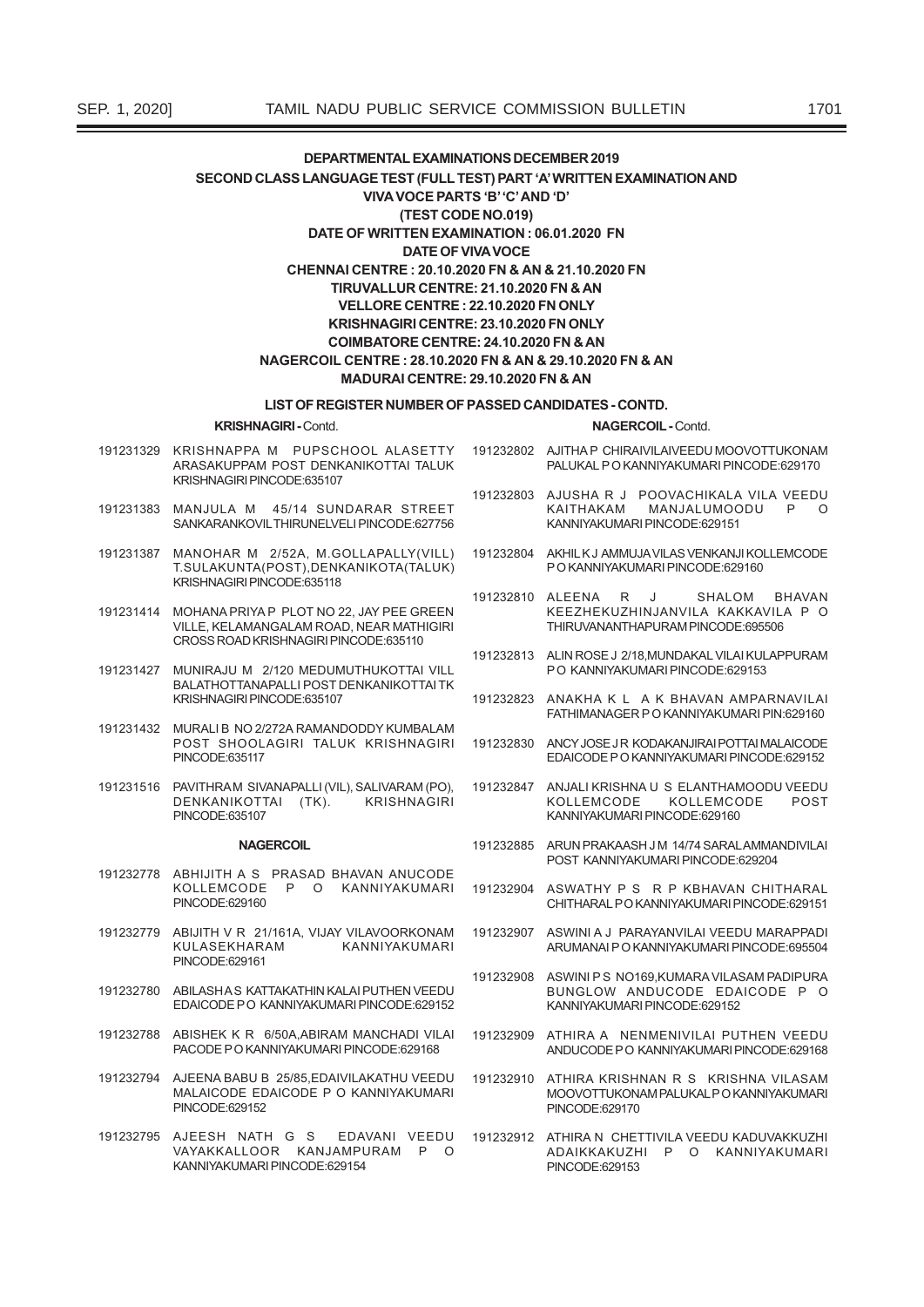**DEPARTMENTAL EXAMINATIONS DECEMBER 2019**

**SECOND CLASS LANGUAGE TEST (FULL TEST) PART 'A' WRITTEN EXAMINATION AND VIVA VOCE PARTS 'B' 'C' AND 'D'**

**(TEST CODE NO.019)**

**DATE OF WRITTEN EXAMINATION : 06.01.2020 FN**

**DATE OF VIVA VOCE**

**CHENNAI CENTRE : 20.10.2020 FN & AN & 21.10.2020 FN**

**TIRUVALLUR CENTRE: 21.10.2020 FN & AN**

**VELLORE CENTRE : 22.10.2020 FN ONLY**

**KRISHNAGIRI CENTRE: 23.10.2020 FN ONLY**

**COIMBATORE CENTRE: 24.10.2020 FN & AN**

**NAGERCOIL CENTRE : 28.10.2020 FN & AN & 29.10.2020 FN & AN**

**MADURAI CENTRE: 29.10.2020 FN & AN**

**LIST OF REGISTER NUMBER OF PASSED CANDIDATES - CONTD.**

**KRISHNAGIRI - Contd.**

191231329 KRISHNAPPA M PUPSCHOOL ALASETTY ARASAKUPPAM POST DENKANIKOTTAI TALUK KRISHNAGIRI PINCODE:635107

191231383 MANJULA M 45/14 SUNDARAR STREET SANKARANKOVIL THIRUNELVELI PINCODE:627756

191231387 MANOHAR M 2/52A, M.GOLLAPALLY(VILL) T.SULAKUNTA(POST),DENKANIKOTA(TALUK) KRISHNAGIRI PINCODE:635118

191231414 MOHANA PRIYA P PLOT NO 22, JAY PEE GREEN VILLE, KELAMANGALAM ROAD, NEAR MATHIGIRI CROSS ROAD KRISHNAGIRI PINCODE:635110

191231427 MUNIRAJU M 2/120 MEDUMUTHUKOTTAI VILL BALATHOTTANAPALLI POST DENKANIKOTTAI TK KRISHNAGIRI PINCODE:635107

191231432 MURALI B NO 2/272A RAMANDODDY KUMBALAM POST SHOOLAGIRI TALUK KRISHNAGIRI PINCODE:635117

191231516 PAVITHRA M SIVANAPALLI (VIL), SALIVARAM (PO), DENKANIKOTTAI (TK). KRISHNAGIRI PINCODE:635107

**NAGERCOIL**

191232778 ABHIJITH A S PRASAD BHAVAN ANUCODE KOLLEMCODE P O KANNIYAKUMARI PINCODE:629160

191232779 ABIJITH V R 21/161A, VIJAY VILAVOORKONAM KULASEKHARAM KANNIYAKUMARI PINCODE:629161

191232780 ABILASHA S KATTAKATHIN KALAI PUTHEN VEEDU EDAICODE P O KANNIYAKUMARI PINCODE:629152

191232788 ABISHEK K R 6/50A,ABIRAM MANCHADI VILAI PACODE P O KANNIYAKUMARI PINCODE:629168

191232794 AJEENA BABU B 25/85,EDAIVILAKATHU VEEDU MALAICODE EDAICODE P O KANNIYAKUMARI PINCODE:629152

191232795 AJEESH NATH G S EDAVANI VEEDU VAYAKKALLOOR KANJAMPURAM P O KANNIYAKUMARI PINCODE:629154

**NAGERCOIL - Contd.**

191232802 AJITHA P CHIRAIVILAIVEEDU MOOVOTTUKONAM PALUKAL P O KANNIYAKUMARI PINCODE:629170

191232803 AJUSHA R J POOVACHIKALA VILA VEEDU KAITHAKAM MANJALUMOODU P O KANNIYAKUMARI PINCODE:629151

191232804 AKHIL K J AMMUJA VILAS VENKANJI KOLLEMCODE P O KANNIYAKUMARI PINCODE:629160

191232810 ALEENA R J SHALOM BHAVAN KEEZHEKUZHINJANVILA KAKKAVILA P O THIRUVANANTHAPURAM PINCODE:695506

191232813 ALIN ROSE J 2/18,MUNDAKAL VILAI KULAPPURAM P O KANNIYAKUMARI PINCODE:629153

191232823 ANAKHA K L A K BHAVAN AMPARNAVILAI FATHIMANAGER P O KANNIYAKUMARI PIN:629160

191232830 ANCY JOSE J R KODAKANJIRAI POTTAI MALAICODE EDAICODE P O KANNIYAKUMARI PINCODE:629152

191232847 ANJALI KRISHNA U S ELANTHAMOODU VEEDU KOLLEMCODE KOLLEMCODE POST KANNIYAKUMARI PINCODE:629160

191232885 ARUN PRAKAASH J M 14/74 SARAL AMMANDIVILAI POST KANNIYAKUMARI PINCODE:629204

191232904 ASWATHY P S R P KBHAVAN CHITHARAL CHITHARAL P O KANNIYAKUMARI PINCODE:629151

191232907 ASWINI A J PARAYANVILAI VEEDU MARAPPADI ARUMANAI P O KANNIYAKUMARI PINCODE:695504

191232908 ASWINI P S NO169,KUMARA VILASAM PADIPURA BUNGLOW ANDUCODE EDAICODE P O KANNIYAKUMARI PINCODE:629152

191232909 ATHIRA A NENMENIVILAI PUTHEN VEEDU ANDUCODE P O KANNIYAKUMARI PINCODE:629168

191232910 ATHIRA KRISHNAN R S KRISHNA VILASAM MOOVOTTUKONAM PALUKAL P O KANNIYAKUMARI PINCODE:629170

191232912 ATHIRA N CHETTIVILA VEEDU KADUVAKKUZHI ADAIKKAKUZHI P O KANNIYAKUMARI PINCODE:629153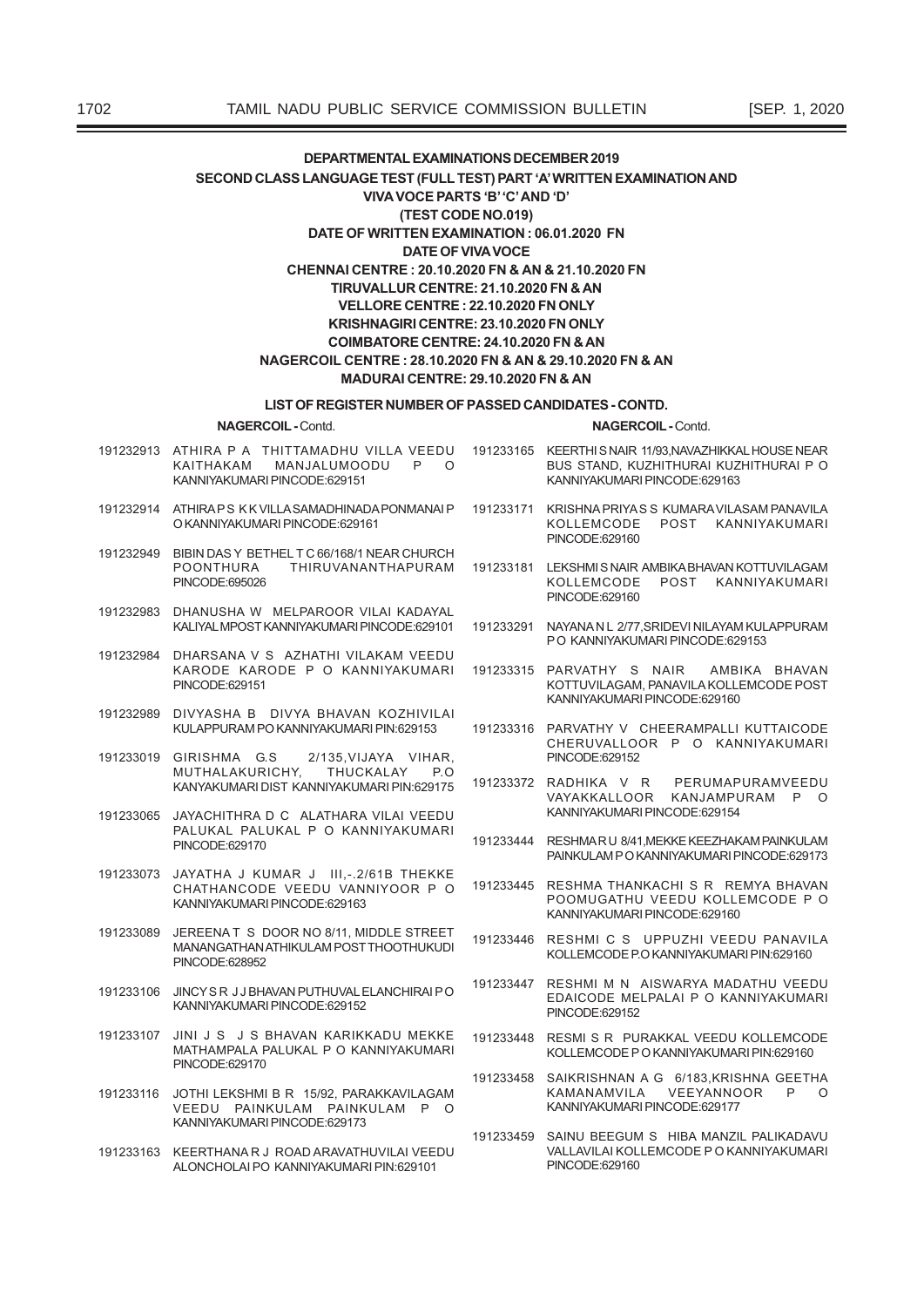**DEPARTMENTAL EXAMINATIONS DECEMBER 2019**

**SECOND CLASS LANGUAGE TEST (FULL TEST) PART 'A' WRITTEN EXAMINATION AND VIVA VOCE PARTS 'B' 'C' AND 'D'**

**(TEST CODE NO.019)**

**DATE OF WRITTEN EXAMINATION : 06.01.2020 FN**

**DATE OF VIVA VOCE**

**CHENNAI CENTRE : 20.10.2020 FN & AN & 21.10.2020 FN**

**TIRUVALLUR CENTRE: 21.10.2020 FN & AN**

**VELLORE CENTRE : 22.10.2020 FN ONLY**

**KRISHNAGIRI CENTRE: 23.10.2020 FN ONLY**

**COIMBATORE CENTRE: 24.10.2020 FN & AN**

**NAGERCOIL CENTRE : 28.10.2020 FN & AN & 29.10.2020 FN & AN**

**MADURAI CENTRE: 29.10.2020 FN & AN**

**LIST OF REGISTER NUMBER OF PASSED CANDIDATES - CONTD.**

**NAGERCOIL -** Contd.

191232913 ATHIRA P A THITTAMADHU VILLA VEEDU KAITHAKAM MANJALUMOODU P O KANNIYAKUMARI PINCODE:629151

191232914 ATHIRA P S K K VILLA SAMADHINADA PONMANAI P O KANNIYAKUMARI PINCODE:629161

191232949 BIBIN DAS Y BETHEL T C 66/168/1 NEAR CHURCH POONTHURA THIRUVANANTHAPURAM PINCODE:695026

191232983 DHANUSHA W MELPAROOR VILAI KADAYAL KALIYAL MPOST KANNIYAKUMARI PINCODE:629101

191232984 DHARSANA V S AZHATHI VILAKAM VEEDU KARODE KARODE P O KANNIYAKUMARI PINCODE:629151

191232989 DIVYASHA B DIVYA BHAVAN KOZHIVILAI KULAPPURAM PO KANNIYAKUMARI PIN:629153

191233019 GIRISHMA G.S 2/135,VIJAYA VIHAR, MUTHALAKURICHY, THUCKALAY P.O KANYAKUMARI DIST KANNIYAKUMARI PIN:629175

191233065 JAYACHITHRA D C ALATHARA VILAI VEEDU PALUKAL PALUKAL P O KANNIYAKUMARI PINCODE:629170

191233073 JAYATHA J KUMAR J III,-.2/61B THEKKE CHATHANCODE VEEDU VANNIYOOR P O KANNIYAKUMARI PINCODE:629163

191233089 JEREENA T S DOOR NO 8/11, MIDDLE STREET MANANGATHAN ATHIKULAM POST THOOTHUKUDI PINCODE:628952

191233106 JINCY S R J J BHAVAN PUTHUVAL ELANCHIRAI P O KANNIYAKUMARI PINCODE:629152

191233107 JINI J S J S BHAVAN KARIKKADU MEKKE MATHAMPALA PALUKAL P O KANNIYAKUMARI PINCODE:629170

191233116 JOTHI LEKSHMI B R 15/92, PARAKKAVILAGAM VEEDU PAINKULAM PAINKULAM P O KANNIYAKUMARI PINCODE:629173

191233163 KEERTHANA R J ROAD ARAVATHUVILAI VEEDU ALONCHOLAI PO KANNIYAKUMARI PIN:629101

191233165 KEERTHI S NAIR 11/93,NAVAZHIKKAL HOUSE NEAR BUS STAND, KUZHITHURAI KUZHITHURAI P O KANNIYAKUMARI PINCODE:629163

191233171 KRISHNA PRIYA S S KUMARA VILASAM PANAVILA KOLLEMCODE POST KANNIYAKUMARI PINCODE:629160

191233181 LEKSHMI S NAIR AMBIKA BHAVAN KOTTUVILAGAM KOLLEMCODE POST KANNIYAKUMARI PINCODE:629160

191233291 NAYANA N L 2/77,SRIDEVI NILAYAM KULAPPURAM P O KANNIYAKUMARI PINCODE:629153

191233315 PARVATHY S NAIR AMBIKA BHAVAN KOTTUVILAGAM, PANAVILA KOLLEMCODE POST KANNIYAKUMARI PINCODE:629160

191233316 PARVATHY V CHEERAMPALLI KUTTAICODE CHERUVALLOOR P O KANNIYAKUMARI PINCODE:629152

191233372 RADHIKA V R PERUMAPURAMVEEDU VAYAKKALLOOR KANJAMPURAM P O KANNIYAKUMARI PINCODE:629154

191233444 RESHMA R U 8/41,MEKKE KEEZHAKAM PAINKULAM PAINKULAM P O KANNIYAKUMARI PINCODE:629173

191233445 RESHMA THANKACHI S R REMYA BHAVAN POOMUGATHU VEEDU KOLLEMCODE P O KANNIYAKUMARI PINCODE:629160

191233446 RESHMI C S UPPUZHI VEEDU PANAVILA KOLLEMCODE P.O KANNIYAKUMARI PIN:629160

191233447 RESHMI M N AISWARYA MADATHU VEEDU EDAICODE MELPALAI P O KANNIYAKUMARI PINCODE:629152

191233448 RESMI S R PURAKKAL VEEDU KOLLEMCODE KOLLEMCODE P O KANNIYAKUMARI PIN:629160

191233458 SAIKRISHNAN A G 6/183,KRISHNA GEETHA KAMANAMVILA VEEYANNOOR P O KANNIYAKUMARI PINCODE:629177

191233459 SAINU BEEGUM S HIBA MANZIL PALIKADAVU VALLAVILAI KOLLEMCODE P O KANNIYAKUMARI PINCODE:629160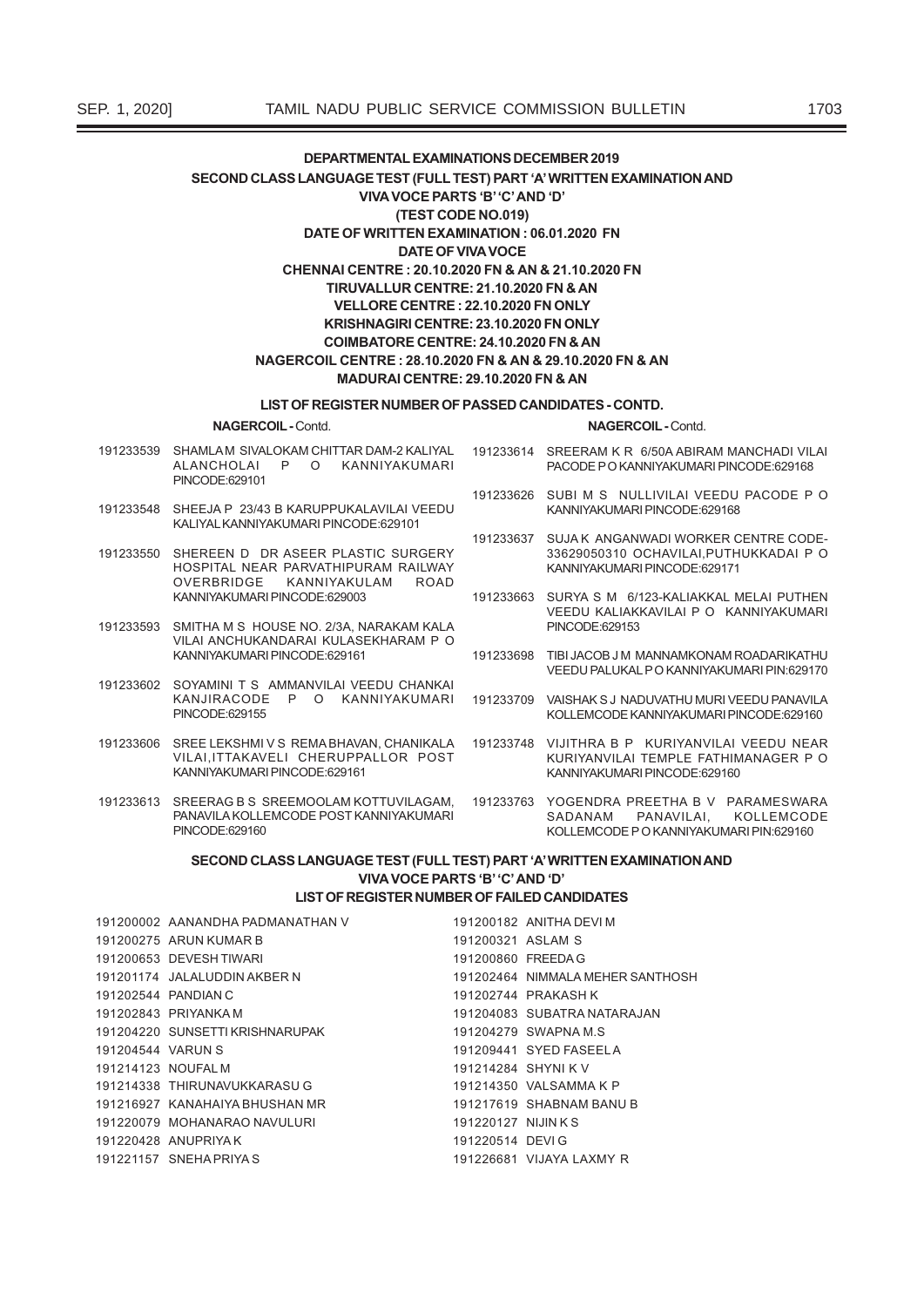**DEPARTMENTAL EXAMINATIONS DECEMBER 2019**

**SECOND CLASS LANGUAGE TEST (FULL TEST) PART 'A' WRITTEN EXAMINATION AND VIVA VOCE PARTS 'B' 'C' AND 'D'**

**(TEST CODE NO.019)**

**DATE OF WRITTEN EXAMINATION : 06.01.2020 FN**

**DATE OF VIVA VOCE**

**CHENNAI CENTRE : 20.10.2020 FN & AN & 21.10.2020 FN**

**TIRUVALLUR CENTRE: 21.10.2020 FN & AN**

**VELLORE CENTRE : 22.10.2020 FN ONLY**

**KRISHNAGIRI CENTRE: 23.10.2020 FN ONLY**

**COIMBATORE CENTRE: 24.10.2020 FN & AN**

**NAGERCOIL CENTRE : 28.10.2020 FN & AN & 29.10.2020 FN & AN**

**MADURAI CENTRE: 29.10.2020 FN & AN**

**LIST OF REGISTER NUMBER OF PASSED CANDIDATES - CONTD.**

**NAGERCOIL -** Contd.

191233539 SHAMLA M SIVALOKAM CHITTAR DAM-2 KALIYAL ALANCHOLAI P O KANNIYAKUMARI PINCODE:629101

191233548 SHEEJA P 23/43 B KARUPPUKALAVILAI VEEDU KALIYAL KANNIYAKUMARI PINCODE:629101

191233550 SHEREEN D DR ASEER PLASTIC SURGERY HOSPITAL NEAR PARVATHIPURAM RAILWAY OVERBRIDGE KANNIYAKULAM ROAD KANNIYAKUMARI PINCODE:629003

191233593 SMITHA M S HOUSE NO. 2/3A, NARAKAM KALA VILAI ANCHUKANDARAI KULASEKHARAM P O KANNIYAKUMARI PINCODE:629161

191233602 SOYAMINI T S AMMANVILAI VEEDU CHANKAI KANJIRACODE P O KANNIYAKUMARI PINCODE:629155

191233606 SREE LEKSHMI V S REMA BHAVAN, CHANIKALA VILAI,ITTAKAVELI CHERUPPALLOR POST KANNIYAKUMARI PINCODE:629161

191233613 SREERAG B S SREEMOOLAM KOTTUVILAGAM, PANAVILA KOLLEMCODE POST KANNIYAKUMARI PINCODE:629160

**NAGERCOIL -** Contd.

191233614 SREERAM K R 6/50A ABIRAM MANCHADI VILAI PACODE P O KANNIYAKUMARI PINCODE:629168

191233626 SUBI M S NULLIVILAI VEEDU PACODE P O KANNIYAKUMARI PINCODE:629168

191233637 SUJA K ANGANWADI WORKER CENTRE CODE-33629050310 OCHAVILAI,PUTHUKKADAI P O KANNIYAKUMARI PINCODE:629171

191233663 SURYA S M 6/123-KALIAKKAL MELAI PUTHEN VEEDU KALIAKKAVILAI P O KANNIYAKUMARI PINCODE:629153

191233698 TIBI JACOB J M MANNAMKONAM ROADARIKATHU VEEDU PALUKAL P O KANNIYAKUMARI PIN:629170

191233709 VAISHAK S J NADUVATHU MURI VEEDU PANAVILA KOLLEMCODE KANNIYAKUMARI PINCODE:629160

191233748 VIJITHRA B P KURIYANVILAI VEEDU NEAR KURIYANVILAI TEMPLE FATHIMANAGER P O KANNIYAKUMARI PINCODE:629160

191233763 YOGENDRA PREETHA B V PARAMESWARA SADANAM PANAVILAI, KOLLEMCODE KOLLEMCODE P O KANNIYAKUMARI PIN:629160

**SECOND CLASS LANGUAGE TEST (FULL TEST) PART 'A' WRITTEN EXAMINATION AND VIVA VOCE PARTS 'B' 'C' AND 'D'**

**LIST OF REGISTER NUMBER OF FAILED CANDIDATES**

191200002 AANANDHA PADMANATHAN V
191200275 ARUN KUMAR B
191200653 DEVESH TIWARI
191201174 JALALUDDIN AKBER N
191202544 PANDIAN C
191202843 PRIYANKA M
191204220 SUNSETTI KRISHNARUPAK
191204544 VARUN S
191214123 NOUFAL M
191214338 THIRUNAVUKKARASU G
191216927 KANAHAIYA BHUSHAN MR
191220079 MOHANARAO NAVULURI
191220428 ANUPRIYA K
191221157 SNEHA PRIYA S
191200182 ANITHA DEVI M
191200321 ASLAM S
191200860 FREEDA G
191202464 NIMMALA MEHER SANTHOSH
191202744 PRAKASH K
191204083 SUBATRA NATARAJAN
191204279 SWAPNA M.S
191209441 SYED FASEEL A
191214284 SHYNI K V
191214350 VALSAMMA K P
191217619 SHABNAM BANU B
191220127 NIJIN K S
191220514 DEVI G
191226681 VIJAYA LAXMY R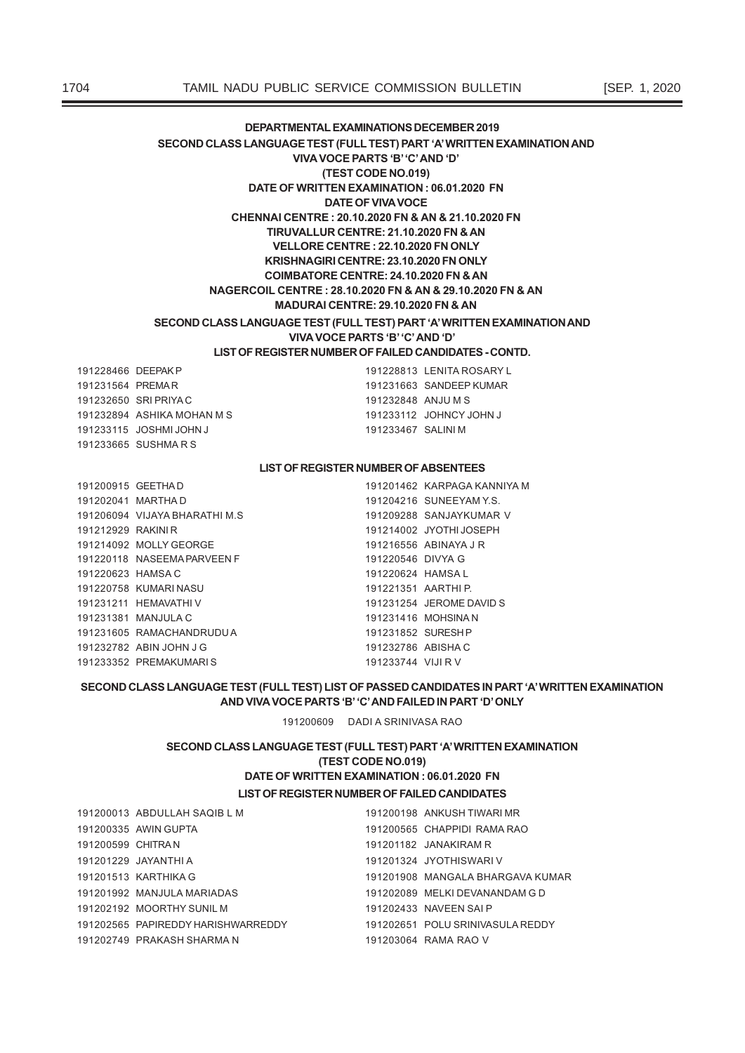## DEPARTMENTAL EXAMINATIONS DECEMBER 2019

### SECOND CLASS LANGUAGE TEST (FULL TEST) PART 'A' WRITTEN EXAMINATION AND VIVA VOCE PARTS 'B' 'C' AND 'D'

**(TEST CODE NO.019)**

**DATE OF WRITTEN EXAMINATION : 06.01.2020 FN**

**DATE OF VIVA VOCE**

**CHENNAI CENTRE : 20.10.2020 FN & AN & 21.10.2020 FN**

**TIRUVALLUR CENTRE: 21.10.2020 FN & AN**

**VELLORE CENTRE : 22.10.2020 FN ONLY**

**KRISHNAGIRI CENTRE: 23.10.2020 FN ONLY**

**COIMBATORE CENTRE: 24.10.2020 FN & AN**

**NAGERCOIL CENTRE : 28.10.2020 FN & AN & 29.10.2020 FN & AN**

**MADURAI CENTRE: 29.10.2020 FN & AN**

### SECOND CLASS LANGUAGE TEST (FULL TEST) PART 'A' WRITTEN EXAMINATION AND VIVA VOCE PARTS 'B' 'C' AND 'D'

**LIST OF REGISTER NUMBER OF FAILED CANDIDATES - CONTD.**

| | | | |
|---|---|---|---|
| 191228466 | DEEPAK P | 191228813 | LENITA ROSARY L |
| 191231564 | PREMA R | 191231663 | SANDEEP KUMAR |
| 191232650 | SRI PRIYA C | 191232848 | ANJU M S |
| 191232894 | ASHIKA MOHAN M S | 191233112 | JOHNCY JOHN J |
| 191233115 | JOSHMI JOHN J | 191233467 | SALINI M |
| 191233665 | SUSHMA R S | | |

**LIST OF REGISTER NUMBER OF ABSENTEES**

| | | | |
|---|---|---|---|
| 191200915 | GEETHA D | 191201462 | KARPAGA KANNIYA M |
| 191202041 | MARTHA D | 191204216 | SUNEEYAM Y.S. |
| 191206094 | VIJAYA BHARATHI M.S | 191209288 | SANJAYKUMAR V |
| 191212929 | RAKINI R | 191214002 | JYOTHI JOSEPH |
| 191214092 | MOLLY GEORGE | 191216556 | ABINAYA J R |
| 191220118 | NASEEMA PARVEEN F | 191220546 | DIVYA G |
| 191220623 | HAMSA C | 191220624 | HAMSA L |
| 191220758 | KUMARI NASU | 191221351 | AARTHI P. |
| 191231211 | HEMAVATHI V | 191231254 | JEROME DAVID S |
| 191231381 | MANJULA C | 191231416 | MOHSINA N |
| 191231605 | RAMACHANDRUDU A | 191231852 | SURESH P |
| 191232782 | ABIN JOHN J G | 191232786 | ABISHA C |
| 191233352 | PREMAKUMARI S | 191233744 | VIJI R V |

### SECOND CLASS LANGUAGE TEST (FULL TEST) LIST OF PASSED CANDIDATES IN PART 'A' WRITTEN EXAMINATION AND VIVA VOCE PARTS 'B' 'C' AND FAILED IN PART 'D' ONLY

191200609 DADI A SRINIVASA RAO

### SECOND CLASS LANGUAGE TEST (FULL TEST) PART 'A' WRITTEN EXAMINATION

**(TEST CODE NO.019)**

**DATE OF WRITTEN EXAMINATION : 06.01.2020 FN**

**LIST OF REGISTER NUMBER OF FAILED CANDIDATES**

| | | | |
|---|---|---|---|
| 191200013 | ABDULLAH SAQIB L M | 191200198 | ANKUSH TIWARI MR |
| 191200335 | AWIN GUPTA | 191200565 | CHAPPIDI RAMA RAO |
| 191200599 | CHITRA N | 191201182 | JANAKIRAM R |
| 191201229 | JAYANTHI A | 191201324 | JYOTHISWARI V |
| 191201513 | KARTHIKA G | 191201908 | MANGALA BHARGAVA KUMAR |
| 191201992 | MANJULA MARIADAS | 191202089 | MELKI DEVANANDAM G D |
| 191202192 | MOORTHY SUNIL M | 191202433 | NAVEEN SAI P |
| 191202565 | PAPIREDDY HARISHWARREDDY | 191202651 | POLU SRINIVASULA REDDY |
| 191202749 | PRAKASH SHARMA N | 191203064 | RAMA RAO V |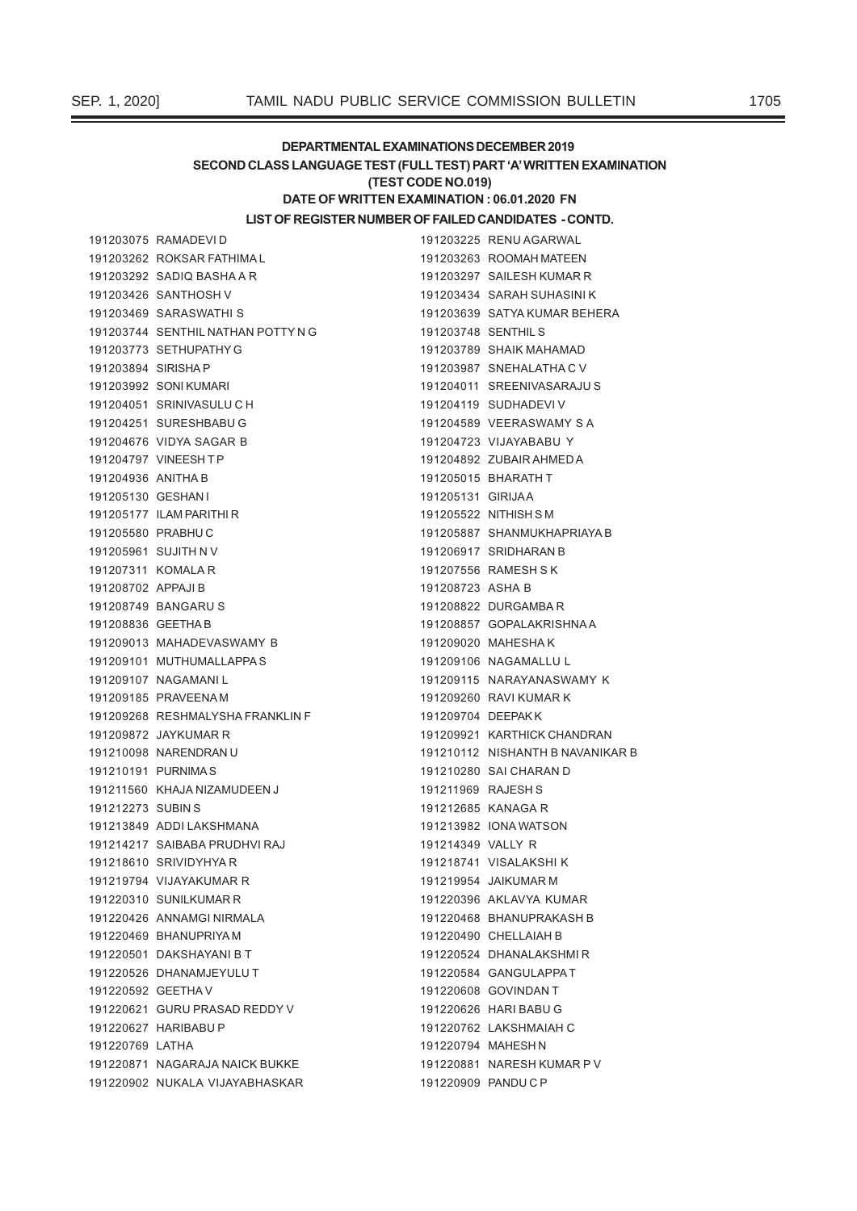**DEPARTMENTAL EXAMINATIONS DECEMBER 2019**

**SECOND CLASS LANGUAGE TEST (FULL TEST) PART 'A' WRITTEN EXAMINATION**

**(TEST CODE NO.019)**

**DATE OF WRITTEN EXAMINATION : 06.01.2020 FN**

**LIST OF REGISTER NUMBER OF FAILED CANDIDATES - CONTD.**

191203075 RAMADEVI D
191203225 RENU AGARWAL
191203262 ROKSAR FATHIMA L
191203263 ROOMAH MATEEN
191203292 SADIQ BASHA A R
191203297 SAILESH KUMAR R
191203426 SANTHOSH V
191203434 SARAH SUHASINI K
191203469 SARASWATHI S
191203639 SATYA KUMAR BEHERA
191203744 SENTHIL NATHAN POTTY N G
191203748 SENTHIL S
191203773 SETHUPATHY G
191203789 SHAIK MAHAMAD
191203894 SIRISHA P
191203987 SNEHALATHA C V
191203992 SONI KUMARI
191204011 SREENIVASARAJU S
191204051 SRINIVASULU C H
191204119 SUDHADEVI V
191204251 SURESHBABU G
191204589 VEERASWAMY S A
191204676 VIDYA SAGAR B
191204723 VIJAYABABU Y
191204797 VINEESH T P
191204892 ZUBAIR AHMED A
191204936 ANITHA B
191205015 BHARATH T
191205130 GESHAN I
191205131 GIRIJA A
191205177 ILAM PARITHI R
191205522 NITHISH S M
191205580 PRABHU C
191205887 SHANMUKHAPRIAYA B
191205961 SUJITH N V
191206917 SRIDHARAN B
191207311 KOMALA R
191207556 RAMESH S K
191208702 APPAJI B
191208723 ASHA B
191208749 BANGARU S
191208822 DURGAMBA R
191208836 GEETHA B
191208857 GOPALAKRISHNA A
191209013 MAHADEVASWAMY B
191209020 MAHESHA K
191209101 MUTHUMALLAPPA S
191209106 NAGAMALLU L
191209107 NAGAMANI L
191209115 NARAYANASWAMY K
191209185 PRAVEENA M
191209260 RAVI KUMAR K
191209268 RESHMALYSHA FRANKLIN F
191209704 DEEPAK K
191209872 JAYKUMAR R
191209921 KARTHICK CHANDRAN
191210098 NARENDRAN U
191210112 NISHANTH B NAVANIKAR B
191210191 PURNIMA S
191210280 SAI CHARAN D
191211560 KHAJA NIZAMUDEEN J
191211969 RAJESH S
191212273 SUBIN S
191212685 KANAGA R
191213849 ADDI LAKSHMANA
191213982 IONA WATSON
191214217 SAIBABA PRUDHVI RAJ
191214349 VALLY R
191218610 SRIVIDYHYA R
191218741 VISALAKSHI K
191219794 VIJAYAKUMAR R
191219954 JAIKUMAR M
191220310 SUNILKUMAR R
191220396 AKLAVYA KUMAR
191220426 ANNAMGI NIRMALA
191220468 BHANUPRAKASH B
191220469 BHANUPRIYA M
191220490 CHELLAIAH B
191220501 DAKSHAYANI B T
191220524 DHANALAKSHMI R
191220526 DHANAMJEYULU T
191220584 GANGULAPPA T
191220592 GEETHA V
191220608 GOVINDAN T
191220621 GURU PRASAD REDDY V
191220626 HARI BABU G
191220627 HARIBABU P
191220762 LAKSHMAIAH C
191220769 LATHA
191220794 MAHESH N
191220871 NAGARAJA NAICK BUKKE
191220881 NARESH KUMAR P V
191220902 NUKALA VIJAYABHASKAR
191220909 PANDU C P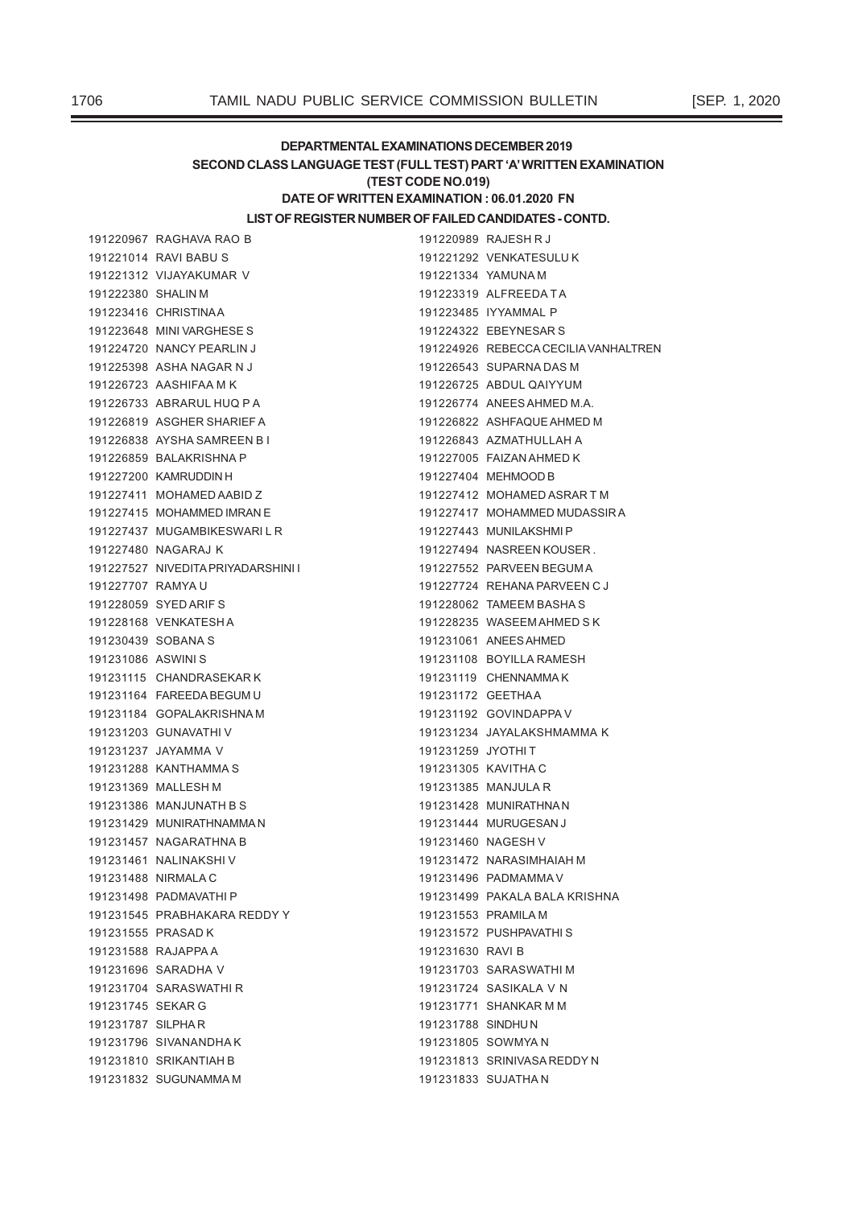**DEPARTMENTAL EXAMINATIONS DECEMBER 2019**

**SECOND CLASS LANGUAGE TEST (FULL TEST) PART 'A' WRITTEN EXAMINATION**

**(TEST CODE NO.019)**

**DATE OF WRITTEN EXAMINATION : 06.01.2020 FN**

**LIST OF REGISTER NUMBER OF FAILED CANDIDATES - CONTD.**

191220967 RAGHAVA RAO B
191220989 RAJESH R J
191221014 RAVI BABU S
191221292 VENKATESULU K
191221312 VIJAYAKUMAR V
191221334 YAMUNA M
191222380 SHALIN M
191223319 ALFREEDA T A
191223416 CHRISTINA A
191223485 IYYAMMAL P
191223648 MINI VARGHESE S
191224322 EBEYNESAR S
191224720 NANCY PEARLIN J
191224926 REBECCA CECILIA VANHALTREN
191225398 ASHA NAGAR N J
191226543 SUPARNA DAS M
191226723 AASHIFAA M K
191226725 ABDUL QAIYYUM
191226733 ABRARUL HUQ P A
191226774 ANEES AHMED M.A.
191226819 ASGHER SHARIEF A
191226822 ASHFAQUE AHMED M
191226838 AYSHA SAMREEN B I
191226843 AZMATHULLAH A
191226859 BALAKRISHNA P
191227005 FAIZAN AHMED K
191227200 KAMRUDDIN H
191227404 MEHMOOD B
191227411 MOHAMED AABID Z
191227412 MOHAMED ASRAR T M
191227415 MOHAMMED IMRAN E
191227417 MOHAMMED MUDASSIR A
191227437 MUGAMBIKESWARI L R
191227443 MUNILAKSHMI P
191227480 NAGARAJ K
191227494 NASREEN KOUSER .
191227527 NIVEDITA PRIYADARSHINI I
191227552 PARVEEN BEGUM A
191227707 RAMYA U
191227724 REHANA PARVEEN C J
191228059 SYED ARIF S
191228062 TAMEEM BASHA S
191228168 VENKATESH A
191228235 WASEEM AHMED S K
191230439 SOBANA S
191231061 ANEES AHMED
191231086 ASWINI S
191231108 BOYILLA RAMESH
191231115 CHANDRASEKAR K
191231119 CHENNAMMA K
191231164 FAREEDA BEGUM U
191231172 GEETHA A
191231184 GOPALAKRISHNA M
191231192 GOVINDAPPA V
191231203 GUNAVATHI V
191231234 JAYALAKSHMAMMA K
191231237 JAYAMMA V
191231259 JYOTHI T
191231288 KANTHAMMA S
191231305 KAVITHA C
191231369 MALLESH M
191231385 MANJULA R
191231386 MANJUNATH B S
191231428 MUNIRATHNA N
191231429 MUNIRATHNAMMA N
191231444 MURUGESAN J
191231457 NAGARATHNA B
191231460 NAGESH V
191231461 NALINAKSHI V
191231472 NARASIMHAIAH M
191231488 NIRMALA C
191231496 PADMAMMA V
191231498 PADMAVATHI P
191231499 PAKALA BALA KRISHNA
191231545 PRABHAKARA REDDY Y
191231553 PRAMILA M
191231555 PRASAD K
191231572 PUSHPAVATHI S
191231588 RAJAPPA A
191231630 RAVI B
191231696 SARADHA V
191231703 SARASWATHI M
191231704 SARASWATHI R
191231724 SASIKALA V N
191231745 SEKAR G
191231771 SHANKAR M M
191231787 SILPHA R
191231788 SINDHU N
191231796 SIVANANDHA K
191231805 SOWMYA N
191231810 SRIKANTIAH B
191231813 SRINIVASA REDDY N
191231832 SUGUNAMMA M
191231833 SUJATHA N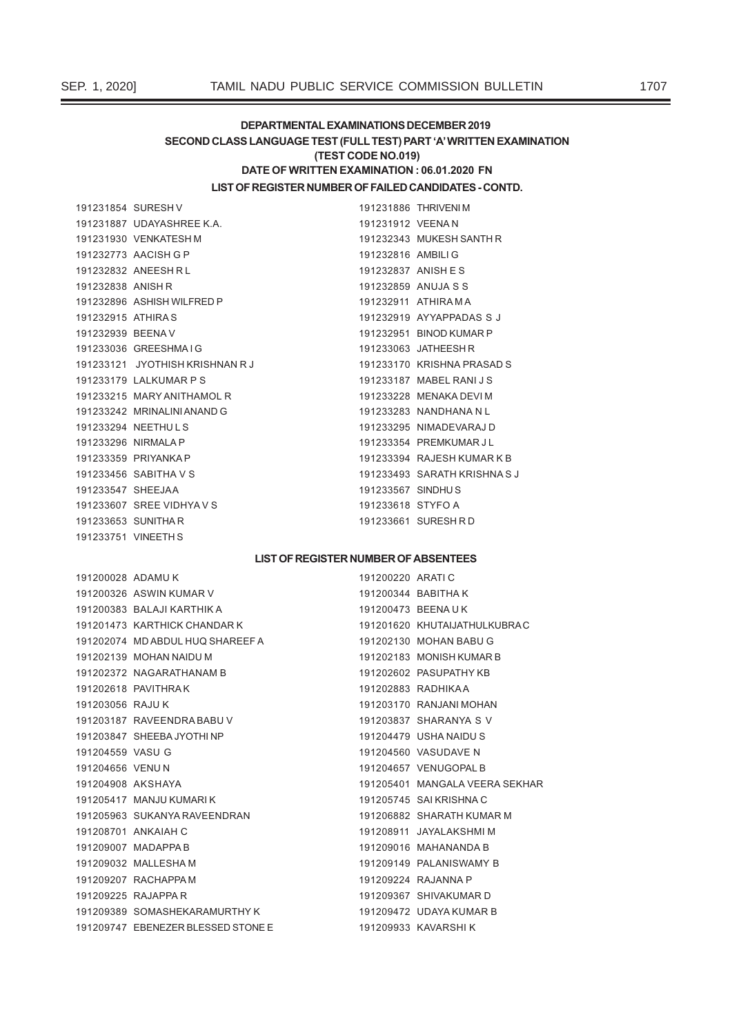### DEPARTMENTAL EXAMINATIONS DECEMBER 2019
### SECOND CLASS LANGUAGE TEST (FULL TEST) PART 'A' WRITTEN EXAMINATION
### (TEST CODE NO.019)
### DATE OF WRITTEN EXAMINATION : 06.01.2020 FN
### LIST OF REGISTER NUMBER OF FAILED CANDIDATES - CONTD.

191231854 SURESH V
191231886 THRIVENI M
191231887 UDAYASHREE K.A.
191231912 VEENA N
191231930 VENKATESH M
191232343 MUKESH SANTH R
191232773 AACISH G P
191232816 AMBILI G
191232832 ANEESH R L
191232837 ANISH E S
191232838 ANISH R
191232859 ANUJA S S
191232896 ASHISH WILFRED P
191232911 ATHIRA M A
191232915 ATHIRA S
191232919 AYYAPPADAS S J
191232939 BEENA V
191232951 BINOD KUMAR P
191233036 GREESHMA I G
191233063 JATHEESH R
191233121 JYOTHISH KRISHNAN R J
191233170 KRISHNA PRASAD S
191233179 LALKUMAR P S
191233187 MABEL RANI J S
191233215 MARY ANITHAMOL R
191233228 MENAKA DEVI M
191233242 MRINALINI ANAND G
191233283 NANDHANA N L
191233294 NEETHU L S
191233295 NIMADEVARAJ D
191233296 NIRMALA P
191233354 PREMKUMAR J L
191233359 PRIYANKA P
191233394 RAJESH KUMAR K B
191233456 SABITHA V S
191233493 SARATH KRISHNA S J
191233547 SHEEJA A
191233567 SINDHU S
191233607 SREE VIDHYA V S
191233618 STYFO A
191233653 SUNITHA R
191233661 SURESH R D
191233751 VINEETH S

### LIST OF REGISTER NUMBER OF ABSENTEES

191200028 ADAMU K
191200220 ARATI C
191200326 ASWIN KUMAR V
191200344 BABITHA K
191200383 BALAJI KARTHIK A
191200473 BEENA U K
191201473 KARTHICK CHANDAR K
191201620 KHUTAIJATHULKUBRA C
191202074 MD ABDUL HUQ SHAREEF A
191202130 MOHAN BABU G
191202139 MOHAN NAIDU M
191202183 MONISH KUMAR B
191202372 NAGARATHANAM B
191202602 PASUPATHY KB
191202618 PAVITHRA K
191202883 RADHIKA A
191203056 RAJU K
191203170 RANJANI MOHAN
191203187 RAVEENDRA BABU V
191203837 SHARANYA S V
191203847 SHEEBA JYOTHI NP
191204479 USHA NAIDU S
191204559 VASU G
191204560 VASUDAVE N
191204656 VENU N
191204657 VENUGOPAL B
191204908 AKSHAYA
191205401 MANGALA VEERA SEKHAR
191205417 MANJU KUMARI K
191205745 SAI KRISHNA C
191205963 SUKANYA RAVEENDRAN
191206882 SHARATH KUMAR M
191208701 ANKAIAH C
191208911 JAYALAKSHMI M
191209007 MADAPPA B
191209016 MAHANANDA B
191209032 MALLESHA M
191209149 PALANISWAMY B
191209207 RACHAPPA M
191209224 RAJANNA P
191209225 RAJAPPA R
191209367 SHIVAKUMAR D
191209389 SOMASHEKARAMURTHY K
191209472 UDAYA KUMAR B
191209747 EBENEZER BLESSED STONE E
191209933 KAVARSHI K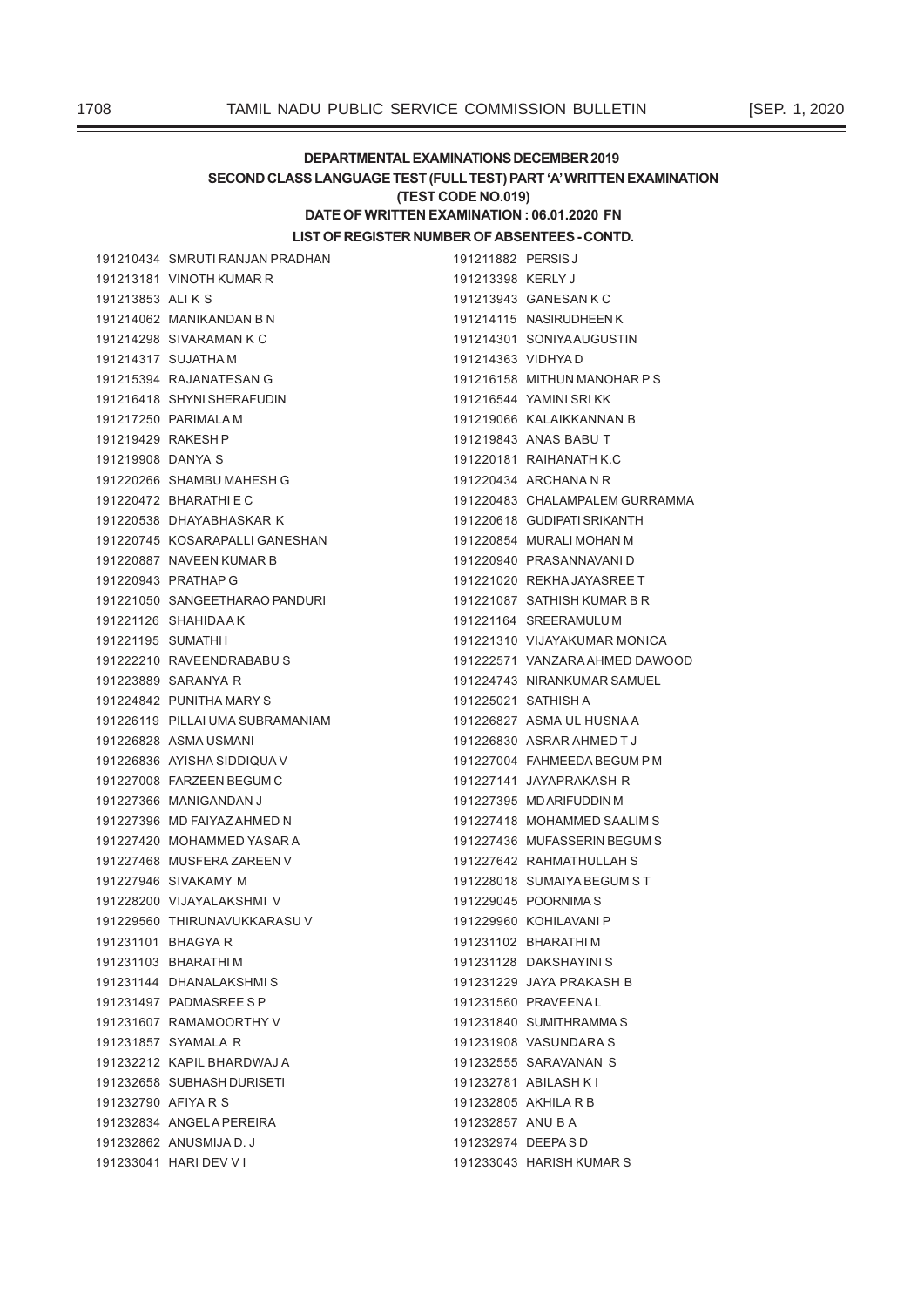**DEPARTMENTAL EXAMINATIONS DECEMBER 2019**

**SECOND CLASS LANGUAGE TEST (FULL TEST) PART 'A' WRITTEN EXAMINATION**

**(TEST CODE NO.019)**

**DATE OF WRITTEN EXAMINATION : 06.01.2020 FN**

**LIST OF REGISTER NUMBER OF ABSENTEES - CONTD.**

191210434 SMRUTI RANJAN PRADHAN
191213181 VINOTH KUMAR R
191213853 ALI K S
191214062 MANIKANDAN B N
191214298 SIVARAMAN K C
191214317 SUJATHA M
191215394 RAJANATESAN G
191216418 SHYNI SHERAFUDIN
191217250 PARIMALA M
191219429 RAKESH P
191219908 DANYA S
191220266 SHAMBU MAHESH G
191220472 BHARATHI E C
191220538 DHAYABHASKAR K
191220745 KOSARAPALLI GANESHAN
191220887 NAVEEN KUMAR B
191220943 PRATHAP G
191221050 SANGEETHARAO PANDURI
191221126 SHAHIDA A K
191221195 SUMATHI I
191222210 RAVEENDRABABU S
191223889 SARANYA R
191224842 PUNITHA MARY S
191226119 PILLAI UMA SUBRAMANIAM
191226828 ASMA USMANI
191226836 AYISHA SIDDIQUA V
191227008 FARZEEN BEGUM C
191227366 MANIGANDAN J
191227396 MD FAIYAZ AHMED N
191227420 MOHAMMED YASAR A
191227468 MUSFERA ZAREEN V
191227946 SIVAKAMY M
191228200 VIJAYALAKSHMI V
191229560 THIRUNAVUKKARASU V
191231101 BHAGYA R
191231103 BHARATHI M
191231144 DHANALAKSHMI S
191231497 PADMASREE S P
191231607 RAMAMOORTHY V
191231857 SYAMALA R
191232212 KAPIL BHARDWAJ A
191232658 SUBHASH DURISETI
191232790 AFIYA R S
191232834 ANGEL A PEREIRA
191232862 ANUSMIJA D. J
191233041 HARI DEV V I
191211882 PERSIS J
191213398 KERLY J
191213943 GANESAN K C
191214115 NASIRUDHEEN K
191214301 SONIYA AUGUSTIN
191214363 VIDHYA D
191216158 MITHUN MANOHAR P S
191216544 YAMINI SRI KK
191219066 KALAIKKANNAN B
191219843 ANAS BABU T
191220181 RAIHANATH K.C
191220434 ARCHANA N R
191220483 CHALAMPALEM GURRAMMA
191220618 GUDIPATI SRIKANTH
191220854 MURALI MOHAN M
191220940 PRASANNAVANI D
191221020 REKHA JAYASREE T
191221087 SATHISH KUMAR B R
191221164 SREERAMULU M
191221310 VIJAYAKUMAR MONICA
191222571 VANZARA AHMED DAWOOD
191224743 NIRANKUMAR SAMUEL
191225021 SATHISH A
191226827 ASMA UL HUSNA A
191226830 ASRAR AHMED T J
191227004 FAHMEEDA BEGUM P M
191227141 JAYAPRAKASH R
191227395 MD ARIFUDDIN M
191227418 MOHAMMED SAALIM S
191227436 MUFASSERIN BEGUM S
191227642 RAHMATHULLAH S
191228018 SUMAIYA BEGUM S T
191229045 POORNIMA S
191229960 KOHILAVANI P
191231102 BHARATHI M
191231128 DAKSHAYINI S
191231229 JAYA PRAKASH B
191231560 PRAVEENA L
191231840 SUMITHRAMMA S
191231908 VASUNDARA S
191232555 SARAVANAN S
191232781 ABILASH K I
191232805 AKHILA R B
191232857 ANU B A
191232974 DEEPA S D
191233043 HARISH KUMAR S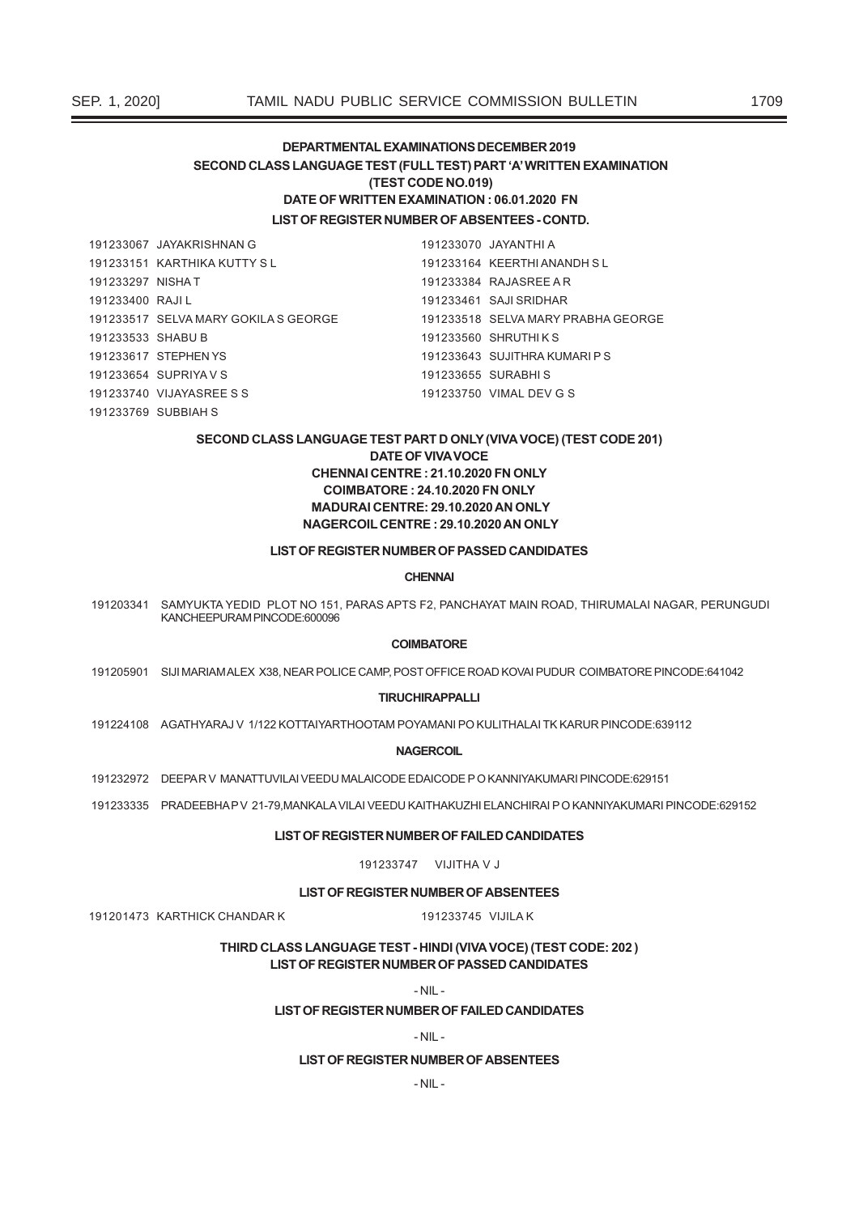**DEPARTMENTAL EXAMINATIONS DECEMBER 2019**

**SECOND CLASS LANGUAGE TEST (FULL TEST) PART 'A' WRITTEN EXAMINATION**

**(TEST CODE NO.019)**

**DATE OF WRITTEN EXAMINATION : 06.01.2020 FN**

**LIST OF REGISTER NUMBER OF ABSENTEES - CONTD.**

191233067 JAYAKRISHNAN G
191233070 JAYANTHI A
191233151 KARTHIKA KUTTY S L
191233164 KEERTHI ANANDH S L
191233297 NISHA T
191233384 RAJASREE A R
191233400 RAJI L
191233461 SAJI SRIDHAR
191233517 SELVA MARY GOKILA S GEORGE
191233518 SELVA MARY PRABHA GEORGE
191233533 SHABU B
191233560 SHRUTHI K S
191233617 STEPHEN YS
191233643 SUJITHRA KUMARI P S
191233654 SUPRIYA V S
191233655 SURABHI S
191233740 VIJAYASREE S S
191233750 VIMAL DEV G S
191233769 SUBBIAH S

**SECOND CLASS LANGUAGE TEST PART D ONLY (VIVA VOCE) (TEST CODE 201)**

**DATE OF VIVA VOCE**

**CHENNAI CENTRE : 21.10.2020 FN ONLY**

**COIMBATORE : 24.10.2020 FN ONLY**

**MADURAI CENTRE: 29.10.2020 AN ONLY**

**NAGERCOIL CENTRE : 29.10.2020 AN ONLY**

**LIST OF REGISTER NUMBER OF PASSED CANDIDATES**

**CHENNAI**

191203341 SAMYUKTA YEDID PLOT NO 151, PARAS APTS F2, PANCHAYAT MAIN ROAD, THIRUMALAI NAGAR, PERUNGUDI KANCHEEPURAM PINCODE:600096

**COIMBATORE**

191205901 SIJI MARIAM ALEX X38, NEAR POLICE CAMP, POST OFFICE ROAD KOVAI PUDUR COIMBATORE PINCODE:641042

**TIRUCHIRAPPALLI**

191224108 AGATHYARAJ V 1/122 KOTTAIYARTHOOTAM POYAMANI PO KULITHALAI TK KARUR PINCODE:639112

**NAGERCOIL**

191232972 DEEPA R V MANATTUVILAI VEEDU MALAICODE EDAICODE P O KANNIYAKUMARI PINCODE:629151

191233335 PRADEEBHA P V 21-79,MANKALA VILAI VEEDU KAITHAKUZHI ELANCHIRAI P O KANNIYAKUMARI PINCODE:629152

**LIST OF REGISTER NUMBER OF FAILED CANDIDATES**

191233747 VIJITHA V J

**LIST OF REGISTER NUMBER OF ABSENTEES**

191201473 KARTHICK CHANDAR K
191233745 VIJILA K

**THIRD CLASS LANGUAGE TEST - HINDI (VIVA VOCE) (TEST CODE: 202 )**

**LIST OF REGISTER NUMBER OF PASSED CANDIDATES**

- NIL -

**LIST OF REGISTER NUMBER OF FAILED CANDIDATES**

- NIL -

**LIST OF REGISTER NUMBER OF ABSENTEES**

- NIL -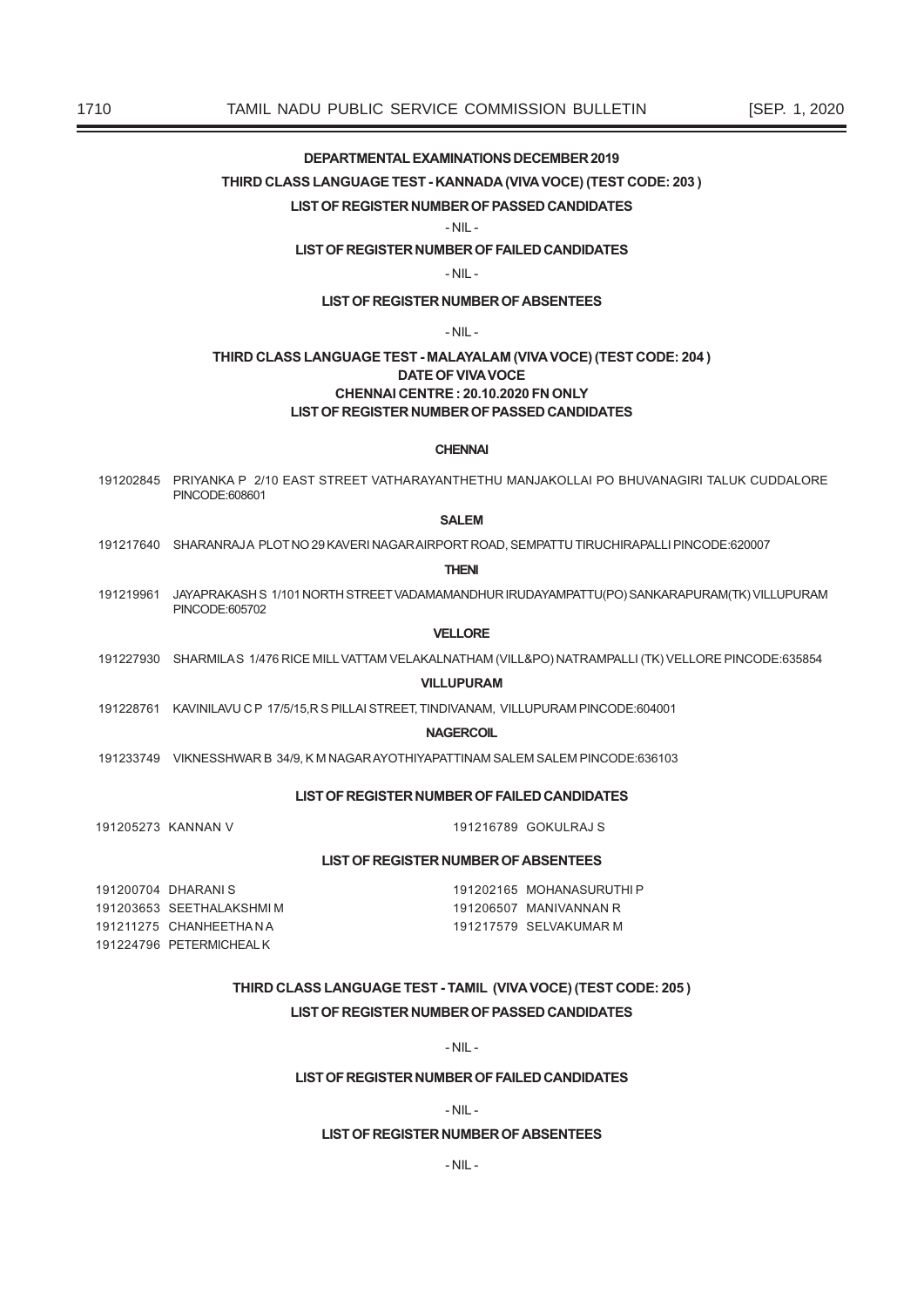## DEPARTMENTAL EXAMINATIONS DECEMBER 2019

### THIRD CLASS LANGUAGE TEST - KANNADA (VIVA VOCE) (TEST CODE: 203 )

**LIST OF REGISTER NUMBER OF PASSED CANDIDATES**

- NIL -

**LIST OF REGISTER NUMBER OF FAILED CANDIDATES**

- NIL -

**LIST OF REGISTER NUMBER OF ABSENTEES**

- NIL -

### THIRD CLASS LANGUAGE TEST - MALAYALAM (VIVA VOCE) (TEST CODE: 204 )

**DATE OF VIVA VOCE**

**CHENNAI CENTRE : 20.10.2020 FN ONLY**

**LIST OF REGISTER NUMBER OF PASSED CANDIDATES**

**CHENNAI**

191202845 PRIYANKA P 2/10 EAST STREET VATHARAYANTHETHU MANJAKOLLAI PO BHUVANAGIRI TALUK CUDDALORE PINCODE:608601

**SALEM**

191217640 SHARANRAJA PLOT NO 29 KAVERI NAGAR AIRPORT ROAD, SEMPATTU TIRUCHIRAPALLI PINCODE:620007

**THENI**

191219961 JAYAPRAKASH S 1/101 NORTH STREET VADAMAMANDHUR IRUDAYAMPATTU(PO) SANKARAPURAM(TK) VILLUPURAM PINCODE:605702

**VELLORE**

191227930 SHARMILA S 1/476 RICE MILL VATTAM VELAKALNATHAM (VILL&PO) NATRAMPALLI (TK) VELLORE PINCODE:635854

**VILLUPURAM**

191228761 KAVINILAVU C P 17/5/15,R S PILLAI STREET, TINDIVANAM, VILLUPURAM PINCODE:604001

**NAGERCOIL**

191233749 VIKNESSHWAR B 34/9, K M NAGAR AYOTHIYAPATTINAM SALEM SALEM PINCODE:636103

**LIST OF REGISTER NUMBER OF FAILED CANDIDATES**

191205273 KANNAN V

191216789 GOKULRAJ S

**LIST OF REGISTER NUMBER OF ABSENTEES**

191200704 DHARANI S

191202165 MOHANASURUTHI P

191203653 SEETHALAKSHMI M

191206507 MANIVANNAN R

191211275 CHANHEETHA N A

191217579 SELVAKUMAR M

191224796 PETERMICHEAL K

### THIRD CLASS LANGUAGE TEST - TAMIL (VIVA VOCE) (TEST CODE: 205 )

**LIST OF REGISTER NUMBER OF PASSED CANDIDATES**

- NIL -

**LIST OF REGISTER NUMBER OF FAILED CANDIDATES**

- NIL -

**LIST OF REGISTER NUMBER OF ABSENTEES**

- NIL -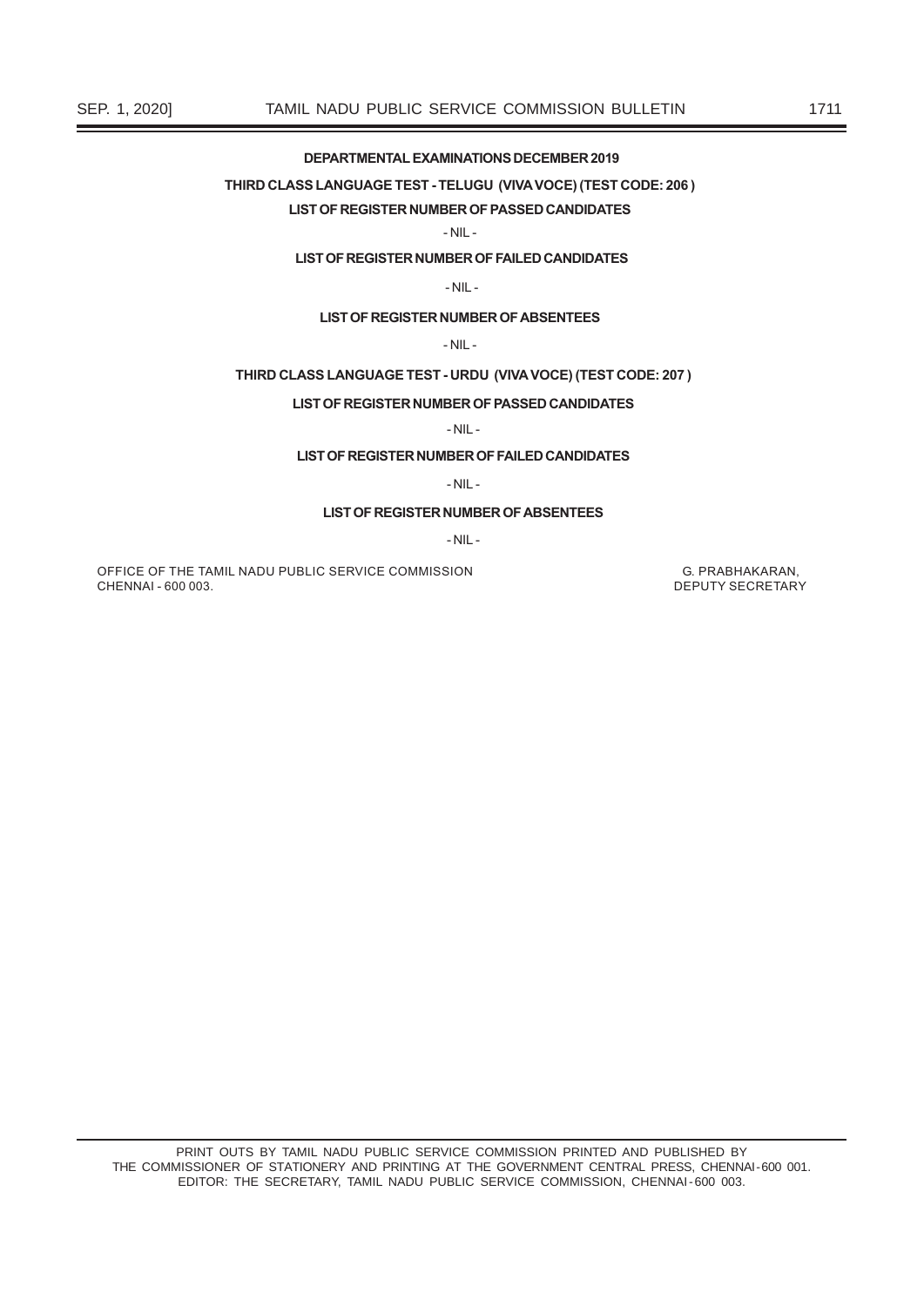## DEPARTMENTAL EXAMINATIONS DECEMBER 2019

### THIRD CLASS LANGUAGE TEST - TELUGU (VIVA VOCE) (TEST CODE: 206 )

**LIST OF REGISTER NUMBER OF PASSED CANDIDATES**

- NIL -

**LIST OF REGISTER NUMBER OF FAILED CANDIDATES**

- NIL -

**LIST OF REGISTER NUMBER OF ABSENTEES**

- NIL -

### THIRD CLASS LANGUAGE TEST - URDU (VIVA VOCE) (TEST CODE: 207 )

**LIST OF REGISTER NUMBER OF PASSED CANDIDATES**

- NIL -

**LIST OF REGISTER NUMBER OF FAILED CANDIDATES**

- NIL -

**LIST OF REGISTER NUMBER OF ABSENTEES**

- NIL -

OFFICE OF THE TAMIL NADU PUBLIC SERVICE COMMISSION
CHENNAI - 600 003.

G. PRABHAKARAN,
DEPUTY SECRETARY

PRINT OUTS BY TAMIL NADU PUBLIC SERVICE COMMISSION PRINTED AND PUBLISHED BY
THE COMMISSIONER OF STATIONERY AND PRINTING AT THE GOVERNMENT CENTRAL PRESS, CHENNAI-600 001.
EDITOR: THE SECRETARY, TAMIL NADU PUBLIC SERVICE COMMISSION, CHENNAI-600 003.